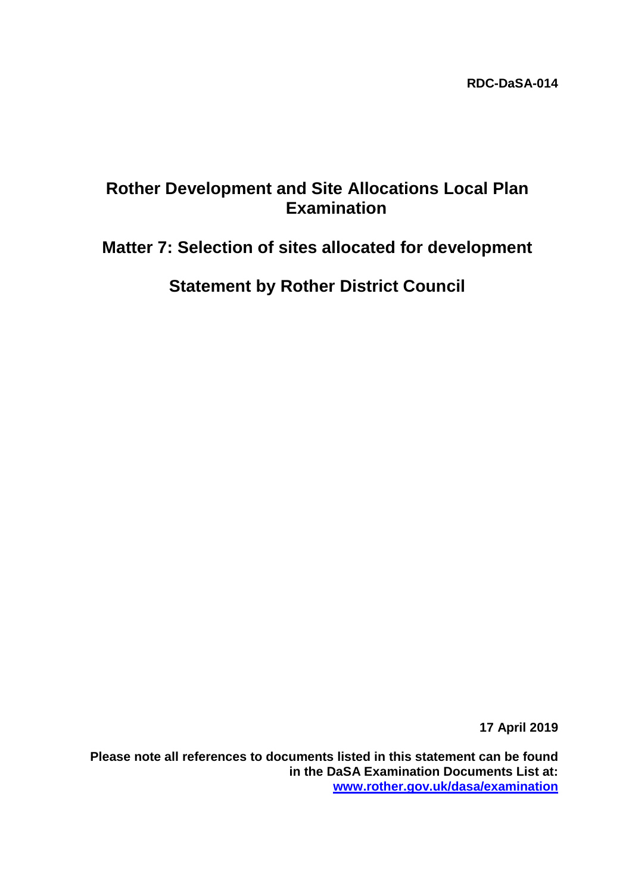**RDC-DaSA-014**

# Rother Development and Site Allocations Local Plan Examination

## Matter 7: Selection of sites allocated for development

## Statement by Rother District Council

**17 April 2019**

**Please note all references to documents listed in this statement can be found in the DaSA Examination Documents List at: [www.rother.gov.uk/dasa/examination](www.rother.gov.uk/dasa/examination)**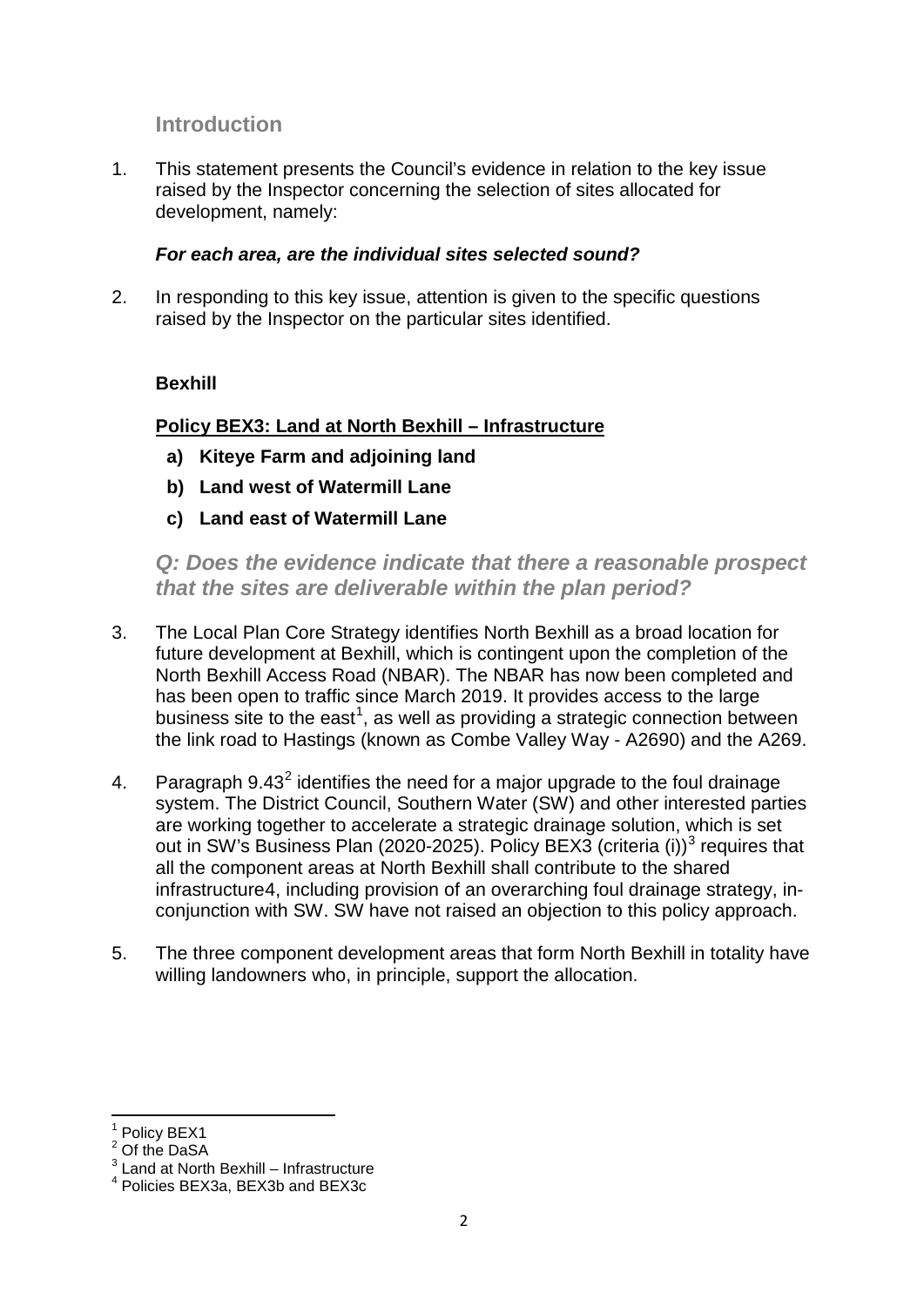## Introduction

1. This statement presents the Council's evidence in relation to the key issue raised by the Inspector concerning the selection of sites allocated for development, namely:

   ***For each area, are the individual sites selected sound?***

2. In responding to this key issue, attention is given to the specific questions raised by the Inspector on the particular sites identified.

### Bexhill

**Policy BEX3: Land at North Bexhill – Infrastructure**

- **a) Kiteye Farm and adjoining land**
- **b) Land west of Watermill Lane**
- **c) Land east of Watermill Lane**

### *Q: Does the evidence indicate that there a reasonable prospect that the sites are deliverable within the plan period?*

3. The Local Plan Core Strategy identifies North Bexhill as a broad location for future development at Bexhill, which is contingent upon the completion of the North Bexhill Access Road (NBAR). The NBAR has now been completed and has been open to traffic since March 2019. It provides access to the large business site to the east[1], as well as providing a strategic connection between the link road to Hastings (known as Combe Valley Way - A2690) and the A269.

4. Paragraph 9.43[2] identifies the need for a major upgrade to the foul drainage system. The District Council, Southern Water (SW) and other interested parties are working together to accelerate a strategic drainage solution, which is set out in SW's Business Plan (2020-2025). Policy BEX3 (criteria (i))[3] requires that all the component areas at North Bexhill shall contribute to the shared infrastructure4, including provision of an overarching foul drainage strategy, in-conjunction with SW. SW have not raised an objection to this policy approach.

5. The three component development areas that form North Bexhill in totality have willing landowners who, in principle, support the allocation.

---

[1] Policy BEX1
[2] Of the DaSA
[3] Land at North Bexhill – Infrastructure
[4] Policies BEX3a, BEX3b and BEX3c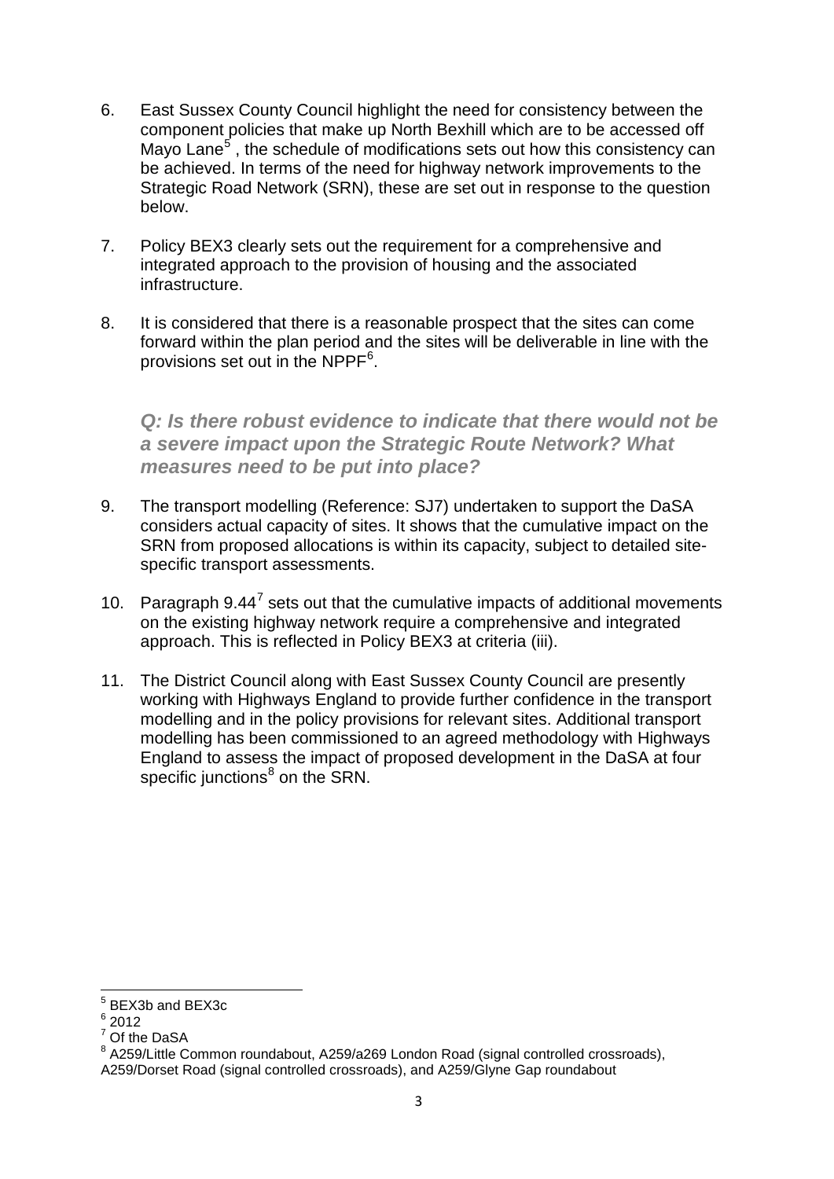6. East Sussex County Council highlight the need for consistency between the component policies that make up North Bexhill which are to be accessed off Mayo Lane[5] , the schedule of modifications sets out how this consistency can be achieved. In terms of the need for highway network improvements to the Strategic Road Network (SRN), these are set out in response to the question below.

7. Policy BEX3 clearly sets out the requirement for a comprehensive and integrated approach to the provision of housing and the associated infrastructure.

8. It is considered that there is a reasonable prospect that the sites can come forward within the plan period and the sites will be deliverable in line with the provisions set out in the NPPF[6].

***Q: Is there robust evidence to indicate that there would not be a severe impact upon the Strategic Route Network? What measures need to be put into place?***

9. The transport modelling (Reference: SJ7) undertaken to support the DaSA considers actual capacity of sites. It shows that the cumulative impact on the SRN from proposed allocations is within its capacity, subject to detailed site-specific transport assessments.

10. Paragraph 9.44[7] sets out that the cumulative impacts of additional movements on the existing highway network require a comprehensive and integrated approach. This is reflected in Policy BEX3 at criteria (iii).

11. The District Council along with East Sussex County Council are presently working with Highways England to provide further confidence in the transport modelling and in the policy provisions for relevant sites. Additional transport modelling has been commissioned to an agreed methodology with Highways England to assess the impact of proposed development in the DaSA at four specific junctions[8] on the SRN.

---

[5] BEX3b and BEX3c

[6] 2012

[7] Of the DaSA

[8] A259/Little Common roundabout, A259/a269 London Road (signal controlled crossroads), A259/Dorset Road (signal controlled crossroads), and A259/Glyne Gap roundabout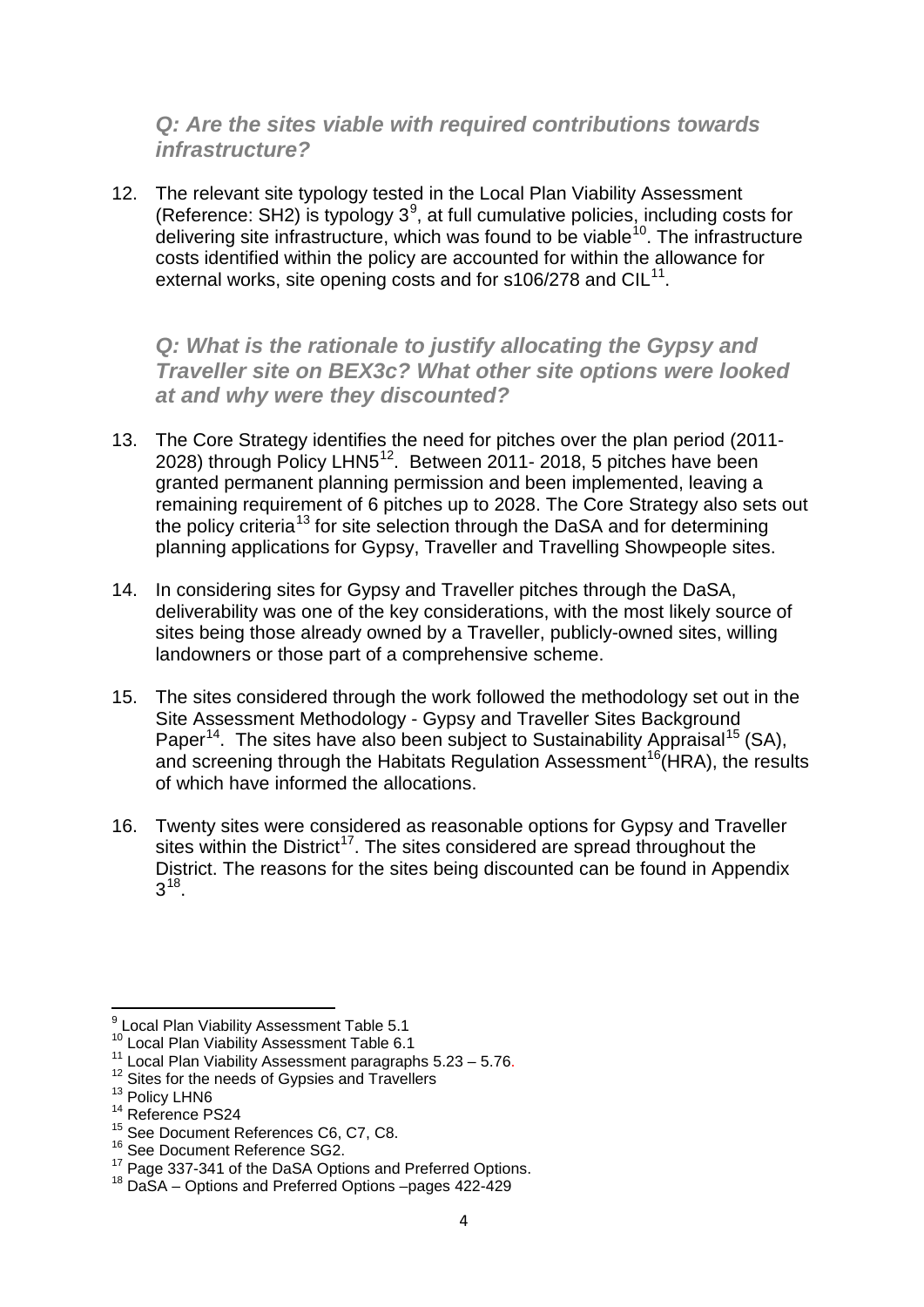### *Q: Are the sites viable with required contributions towards infrastructure?*

12. The relevant site typology tested in the Local Plan Viability Assessment (Reference: SH2) is typology 3[9], at full cumulative policies, including costs for delivering site infrastructure, which was found to be viable[10]. The infrastructure costs identified within the policy are accounted for within the allowance for external works, site opening costs and for s106/278 and CIL[11].

### *Q: What is the rationale to justify allocating the Gypsy and Traveller site on BEX3c? What other site options were looked at and why were they discounted?*

13. The Core Strategy identifies the need for pitches over the plan period (2011-2028) through Policy LHN5[12]. Between 2011- 2018, 5 pitches have been granted permanent planning permission and been implemented, leaving a remaining requirement of 6 pitches up to 2028. The Core Strategy also sets out the policy criteria[13] for site selection through the DaSA and for determining planning applications for Gypsy, Traveller and Travelling Showpeople sites.

14. In considering sites for Gypsy and Traveller pitches through the DaSA, deliverability was one of the key considerations, with the most likely source of sites being those already owned by a Traveller, publicly-owned sites, willing landowners or those part of a comprehensive scheme.

15. The sites considered through the work followed the methodology set out in the Site Assessment Methodology - Gypsy and Traveller Sites Background Paper[14]. The sites have also been subject to Sustainability Appraisal[15] (SA), and screening through the Habitats Regulation Assessment[16](HRA), the results of which have informed the allocations.

16. Twenty sites were considered as reasonable options for Gypsy and Traveller sites within the District[17]. The sites considered are spread throughout the District. The reasons for the sites being discounted can be found in Appendix 3[18].

---

[9] Local Plan Viability Assessment Table 5.1
[10] Local Plan Viability Assessment Table 6.1
[11] Local Plan Viability Assessment paragraphs 5.23 – 5.76.
[12] Sites for the needs of Gypsies and Travellers
[13] Policy LHN6
[14] Reference PS24
[15] See Document References C6, C7, C8.
[16] See Document Reference SG2.
[17] Page 337-341 of the DaSA Options and Preferred Options.
[18] DaSA – Options and Preferred Options –pages 422-429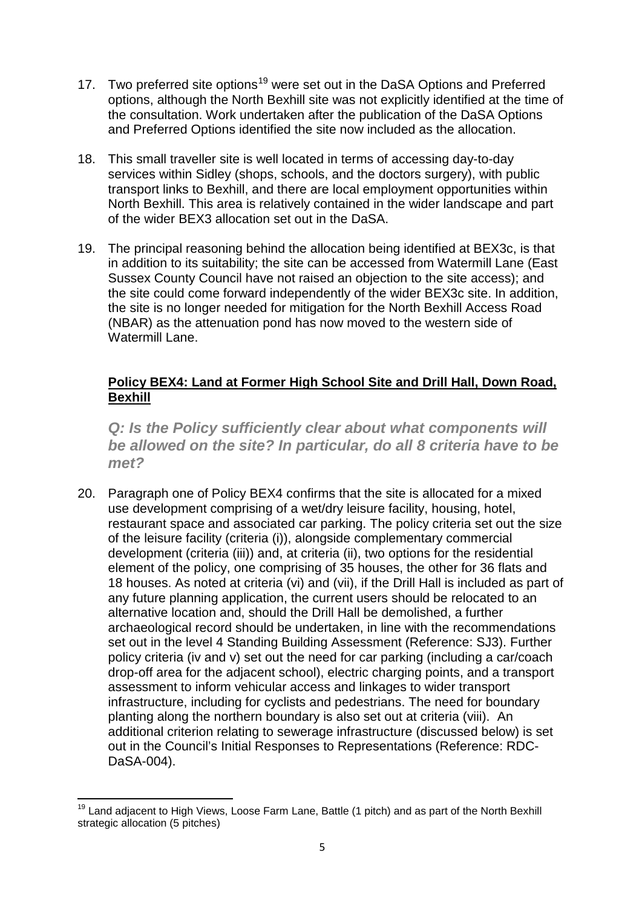17. Two preferred site options[19] were set out in the DaSA Options and Preferred options, although the North Bexhill site was not explicitly identified at the time of the consultation. Work undertaken after the publication of the DaSA Options and Preferred Options identified the site now included as the allocation.

18. This small traveller site is well located in terms of accessing day-to-day services within Sidley (shops, schools, and the doctors surgery), with public transport links to Bexhill, and there are local employment opportunities within North Bexhill. This area is relatively contained in the wider landscape and part of the wider BEX3 allocation set out in the DaSA.

19. The principal reasoning behind the allocation being identified at BEX3c, is that in addition to its suitability; the site can be accessed from Watermill Lane (East Sussex County Council have not raised an objection to the site access); and the site could come forward independently of the wider BEX3c site. In addition, the site is no longer needed for mitigation for the North Bexhill Access Road (NBAR) as the attenuation pond has now moved to the western side of Watermill Lane.

### <u>Policy BEX4: Land at Former High School Site and Drill Hall, Down Road, Bexhill</u>

***Q: Is the Policy sufficiently clear about what components will be allowed on the site? In particular, do all 8 criteria have to be met?***

20. Paragraph one of Policy BEX4 confirms that the site is allocated for a mixed use development comprising of a wet/dry leisure facility, housing, hotel, restaurant space and associated car parking. The policy criteria set out the size of the leisure facility (criteria (i)), alongside complementary commercial development (criteria (iii)) and, at criteria (ii), two options for the residential element of the policy, one comprising of 35 houses, the other for 36 flats and 18 houses. As noted at criteria (vi) and (vii), if the Drill Hall is included as part of any future planning application, the current users should be relocated to an alternative location and, should the Drill Hall be demolished, a further archaeological record should be undertaken, in line with the recommendations set out in the level 4 Standing Building Assessment (Reference: SJ3). Further policy criteria (iv and v) set out the need for car parking (including a car/coach drop-off area for the adjacent school), electric charging points, and a transport assessment to inform vehicular access and linkages to wider transport infrastructure, including for cyclists and pedestrians. The need for boundary planting along the northern boundary is also set out at criteria (viii). An additional criterion relating to sewerage infrastructure (discussed below) is set out in the Council's Initial Responses to Representations (Reference: RDC-DaSA-004).

---

[19] Land adjacent to High Views, Loose Farm Lane, Battle (1 pitch) and as part of the North Bexhill strategic allocation (5 pitches)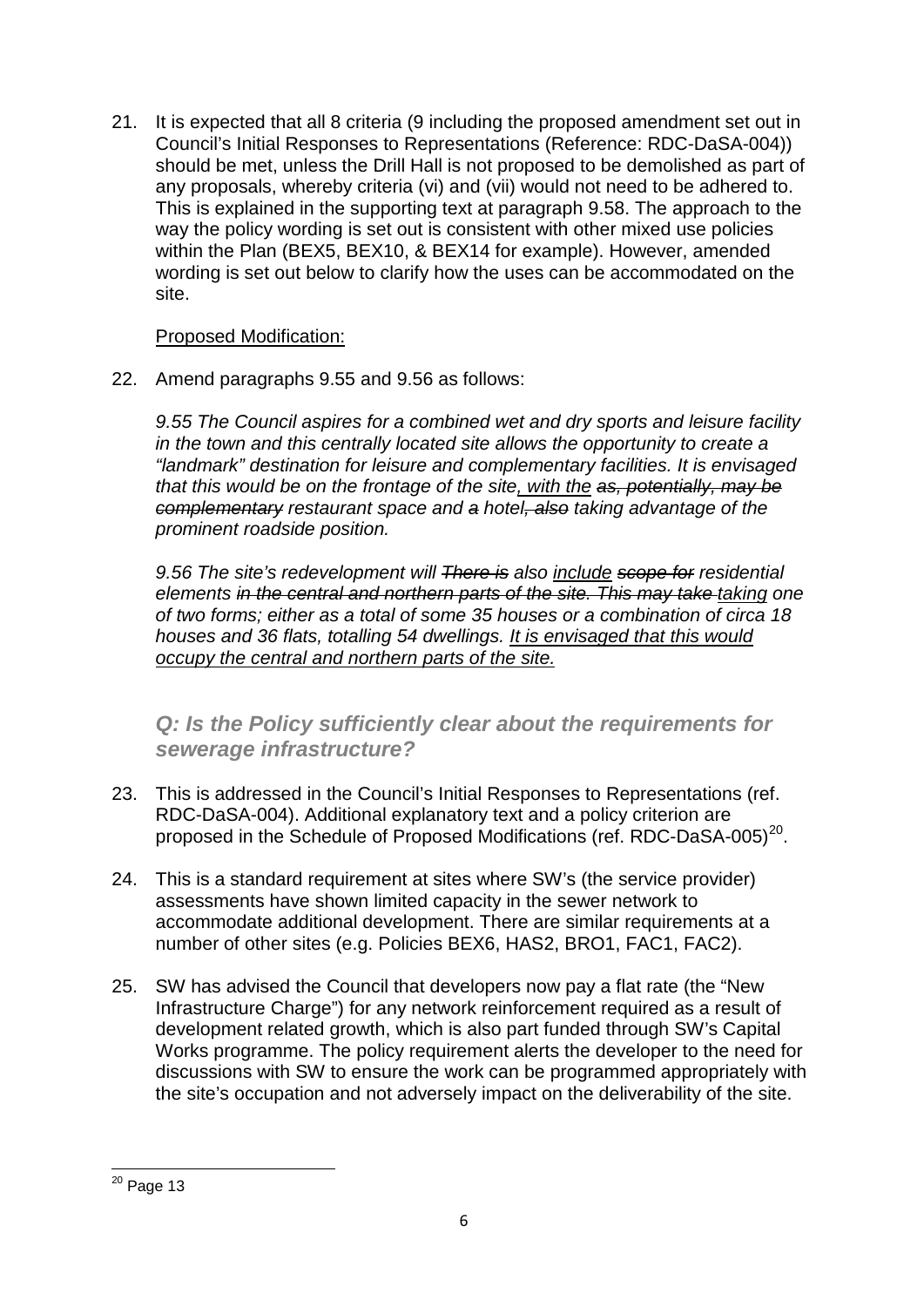21. It is expected that all 8 criteria (9 including the proposed amendment set out in Council's Initial Responses to Representations (Reference: RDC-DaSA-004)) should be met, unless the Drill Hall is not proposed to be demolished as part of any proposals, whereby criteria (vi) and (vii) would not need to be adhered to. This is explained in the supporting text at paragraph 9.58. The approach to the way the policy wording is set out is consistent with other mixed use policies within the Plan (BEX5, BEX10, & BEX14 for example). However, amended wording is set out below to clarify how the uses can be accommodated on the site.

<u>Proposed Modification:</u>

22. Amend paragraphs 9.55 and 9.56 as follows:

*9.55 The Council aspires for a combined wet and dry sports and leisure facility in the town and this centrally located site allows the opportunity to create a "landmark" destination for leisure and complementary facilities. It is envisaged that this would be on the frontage of the site<u>, with the</u> ~~as, potentially, may be complementary~~ restaurant space and ~~a~~ hotel~~, also~~ taking advantage of the prominent roadside position.*

*9.56 The site's redevelopment will ~~There is~~ also <u>include</u> ~~scope for~~ residential elements ~~in the central and northern parts of the site. This may take~~ <u>taking</u> one of two forms; either as a total of some 35 houses or a combination of circa 18 houses and 36 flats, totalling 54 dwellings. <u>It is envisaged that this would occupy the central and northern parts of the site.</u>*

### Q: Is the Policy sufficiently clear about the requirements for sewerage infrastructure?

23. This is addressed in the Council's Initial Responses to Representations (ref. RDC-DaSA-004). Additional explanatory text and a policy criterion are proposed in the Schedule of Proposed Modifications (ref. RDC-DaSA-005)[20].

24. This is a standard requirement at sites where SW's (the service provider) assessments have shown limited capacity in the sewer network to accommodate additional development. There are similar requirements at a number of other sites (e.g. Policies BEX6, HAS2, BRO1, FAC1, FAC2).

25. SW has advised the Council that developers now pay a flat rate (the "New Infrastructure Charge") for any network reinforcement required as a result of development related growth, which is also part funded through SW's Capital Works programme. The policy requirement alerts the developer to the need for discussions with SW to ensure the work can be programmed appropriately with the site's occupation and not adversely impact on the deliverability of the site.

[20] Page 13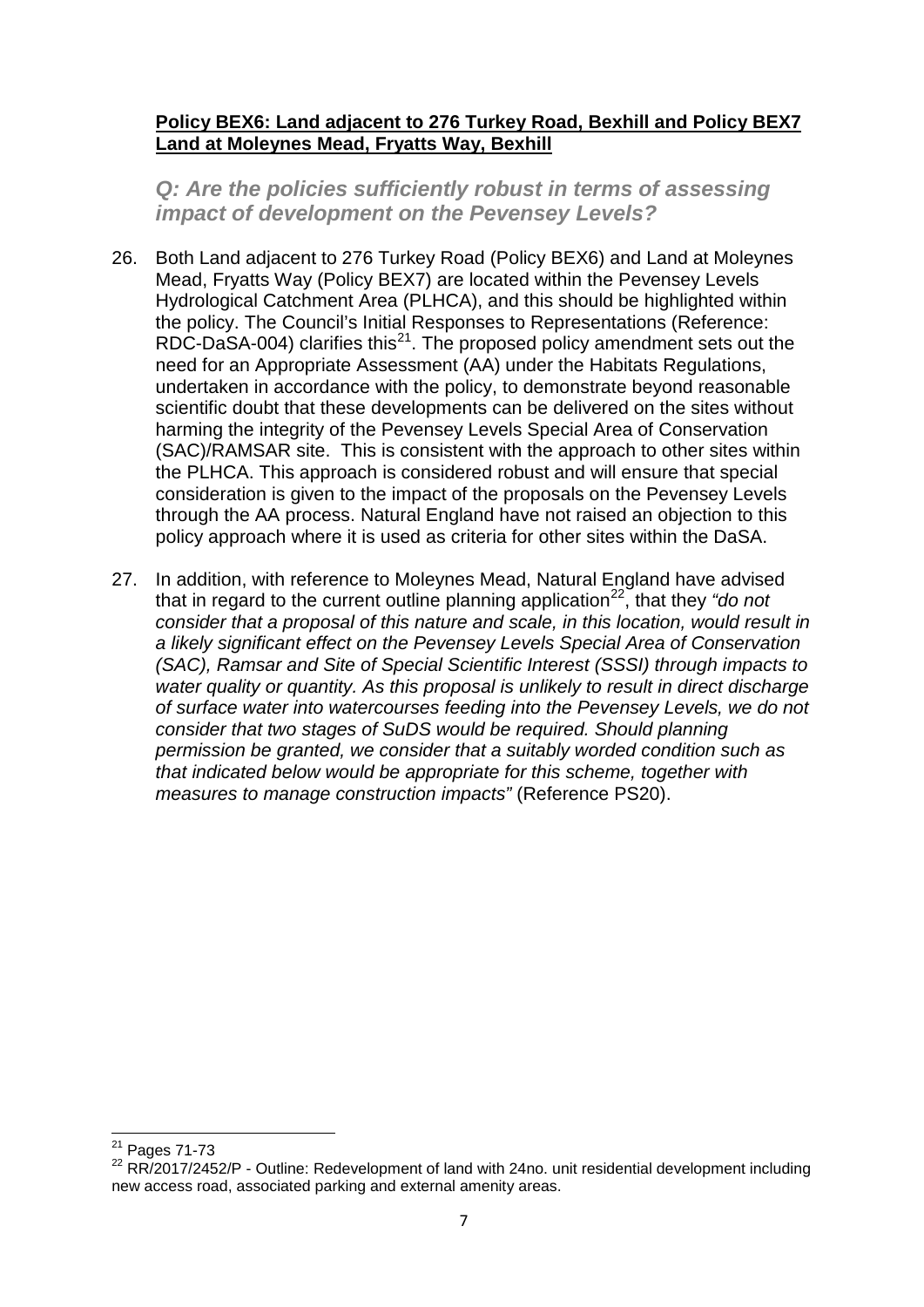**Policy BEX6: Land adjacent to 276 Turkey Road, Bexhill and Policy BEX7 Land at Moleynes Mead, Fryatts Way, Bexhill**

### *Q: Are the policies sufficiently robust in terms of assessing impact of development on the Pevensey Levels?*

26. Both Land adjacent to 276 Turkey Road (Policy BEX6) and Land at Moleynes Mead, Fryatts Way (Policy BEX7) are located within the Pevensey Levels Hydrological Catchment Area (PLHCA), and this should be highlighted within the policy. The Council's Initial Responses to Representations (Reference: RDC-DaSA-004) clarifies this[21]. The proposed policy amendment sets out the need for an Appropriate Assessment (AA) under the Habitats Regulations, undertaken in accordance with the policy, to demonstrate beyond reasonable scientific doubt that these developments can be delivered on the sites without harming the integrity of the Pevensey Levels Special Area of Conservation (SAC)/RAMSAR site. This is consistent with the approach to other sites within the PLHCA. This approach is considered robust and will ensure that special consideration is given to the impact of the proposals on the Pevensey Levels through the AA process. Natural England have not raised an objection to this policy approach where it is used as criteria for other sites within the DaSA.

27. In addition, with reference to Moleynes Mead, Natural England have advised that in regard to the current outline planning application[22], that they *"do not consider that a proposal of this nature and scale, in this location, would result in a likely significant effect on the Pevensey Levels Special Area of Conservation (SAC), Ramsar and Site of Special Scientific Interest (SSSI) through impacts to water quality or quantity. As this proposal is unlikely to result in direct discharge of surface water into watercourses feeding into the Pevensey Levels, we do not consider that two stages of SuDS would be required. Should planning permission be granted, we consider that a suitably worded condition such as that indicated below would be appropriate for this scheme, together with measures to manage construction impacts"* (Reference PS20).

---

[21] Pages 71-73

[22] RR/2017/2452/P - Outline: Redevelopment of land with 24no. unit residential development including new access road, associated parking and external amenity areas.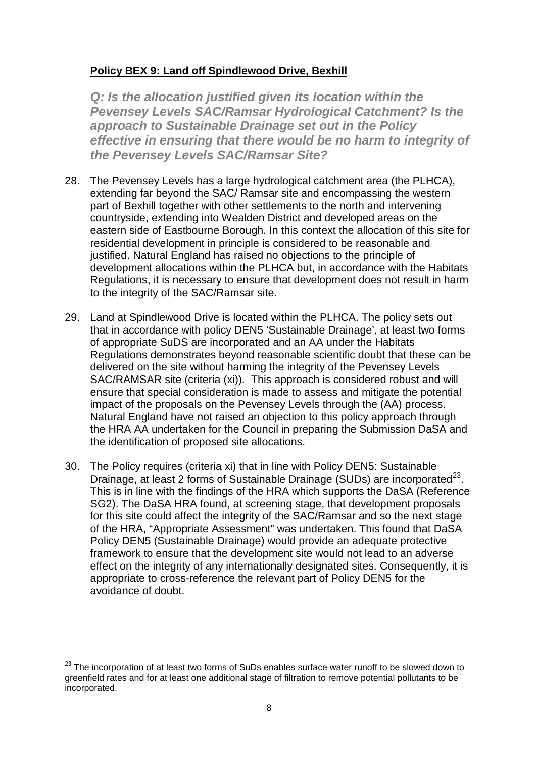**Policy BEX 9: Land off Spindlewood Drive, Bexhill**

***Q: Is the allocation justified given its location within the Pevensey Levels SAC/Ramsar Hydrological Catchment? Is the approach to Sustainable Drainage set out in the Policy effective in ensuring that there would be no harm to integrity of the Pevensey Levels SAC/Ramsar Site?***

28. The Pevensey Levels has a large hydrological catchment area (the PLHCA), extending far beyond the SAC/ Ramsar site and encompassing the western part of Bexhill together with other settlements to the north and intervening countryside, extending into Wealden District and developed areas on the eastern side of Eastbourne Borough. In this context the allocation of this site for residential development in principle is considered to be reasonable and justified. Natural England has raised no objections to the principle of development allocations within the PLHCA but, in accordance with the Habitats Regulations, it is necessary to ensure that development does not result in harm to the integrity of the SAC/Ramsar site.

29. Land at Spindlewood Drive is located within the PLHCA. The policy sets out that in accordance with policy DEN5 'Sustainable Drainage', at least two forms of appropriate SuDS are incorporated and an AA under the Habitats Regulations demonstrates beyond reasonable scientific doubt that these can be delivered on the site without harming the integrity of the Pevensey Levels SAC/RAMSAR site (criteria (xi)). This approach is considered robust and will ensure that special consideration is made to assess and mitigate the potential impact of the proposals on the Pevensey Levels through the (AA) process. Natural England have not raised an objection to this policy approach through the HRA AA undertaken for the Council in preparing the Submission DaSA and the identification of proposed site allocations.

30. The Policy requires (criteria xi) that in line with Policy DEN5: Sustainable Drainage, at least 2 forms of Sustainable Drainage (SUDs) are incorporated[23]. This is in line with the findings of the HRA which supports the DaSA (Reference SG2). The DaSA HRA found, at screening stage, that development proposals for this site could affect the integrity of the SAC/Ramsar and so the next stage of the HRA, "Appropriate Assessment" was undertaken. This found that DaSA Policy DEN5 (Sustainable Drainage) would provide an adequate protective framework to ensure that the development site would not lead to an adverse effect on the integrity of any internationally designated sites. Consequently, it is appropriate to cross-reference the relevant part of Policy DEN5 for the avoidance of doubt.

---

[23] The incorporation of at least two forms of SuDs enables surface water runoff to be slowed down to greenfield rates and for at least one additional stage of filtration to remove potential pollutants to be incorporated.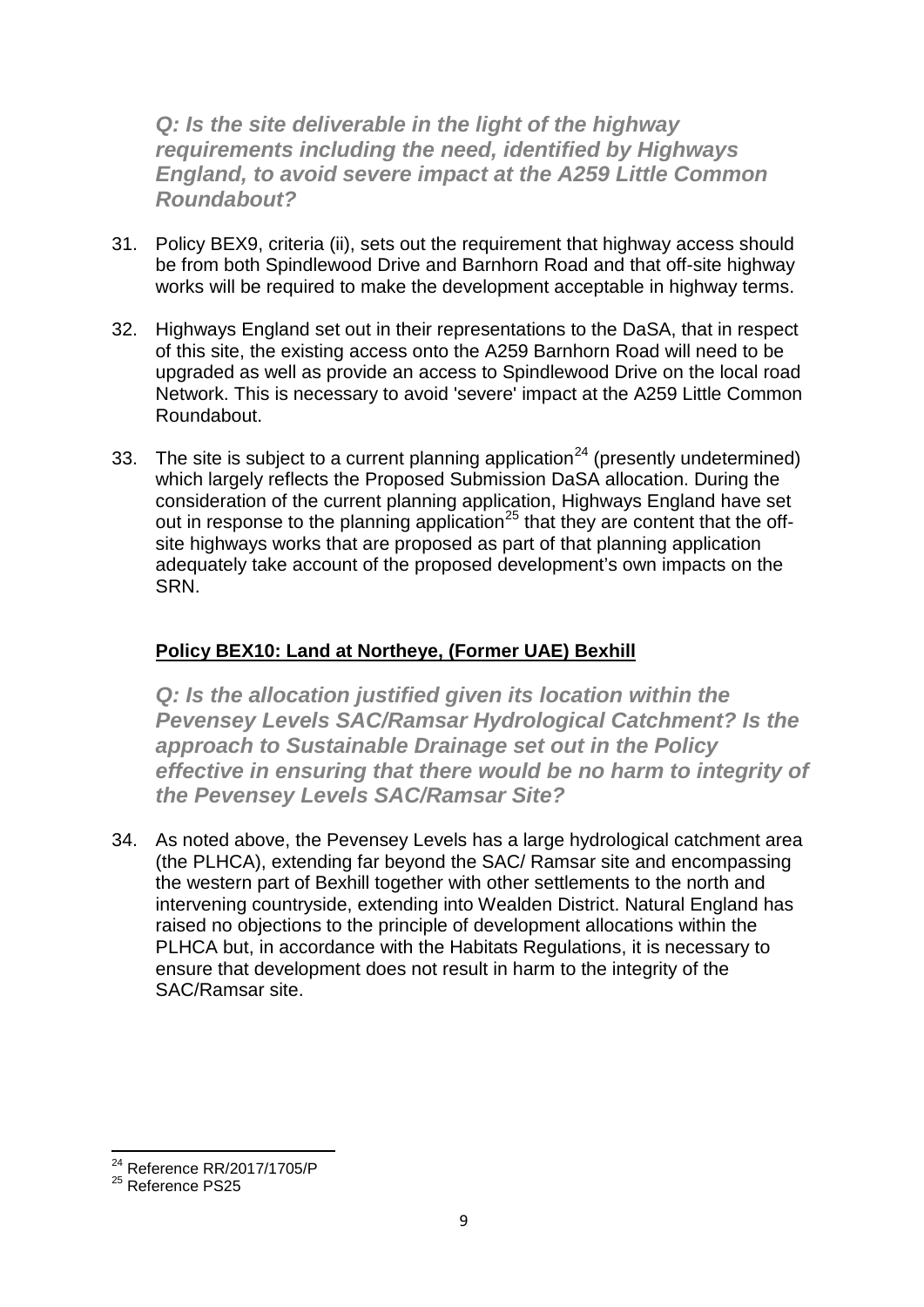***Q: Is the site deliverable in the light of the highway requirements including the need, identified by Highways England, to avoid severe impact at the A259 Little Common Roundabout?***

31. Policy BEX9, criteria (ii), sets out the requirement that highway access should be from both Spindlewood Drive and Barnhorn Road and that off-site highway works will be required to make the development acceptable in highway terms.

32. Highways England set out in their representations to the DaSA, that in respect of this site, the existing access onto the A259 Barnhorn Road will need to be upgraded as well as provide an access to Spindlewood Drive on the local road Network. This is necessary to avoid 'severe' impact at the A259 Little Common Roundabout.

33. The site is subject to a current planning application[24] (presently undetermined) which largely reflects the Proposed Submission DaSA allocation. During the consideration of the current planning application, Highways England have set out in response to the planning application[25] that they are content that the off-site highways works that are proposed as part of that planning application adequately take account of the proposed development's own impacts on the SRN.

## Policy BEX10: Land at Northeye, (Former UAE) Bexhill

***Q: Is the allocation justified given its location within the Pevensey Levels SAC/Ramsar Hydrological Catchment? Is the approach to Sustainable Drainage set out in the Policy effective in ensuring that there would be no harm to integrity of the Pevensey Levels SAC/Ramsar Site?***

34. As noted above, the Pevensey Levels has a large hydrological catchment area (the PLHCA), extending far beyond the SAC/ Ramsar site and encompassing the western part of Bexhill together with other settlements to the north and intervening countryside, extending into Wealden District. Natural England has raised no objections to the principle of development allocations within the PLHCA but, in accordance with the Habitats Regulations, it is necessary to ensure that development does not result in harm to the integrity of the SAC/Ramsar site.

---

[24] Reference RR/2017/1705/P

[25] Reference PS25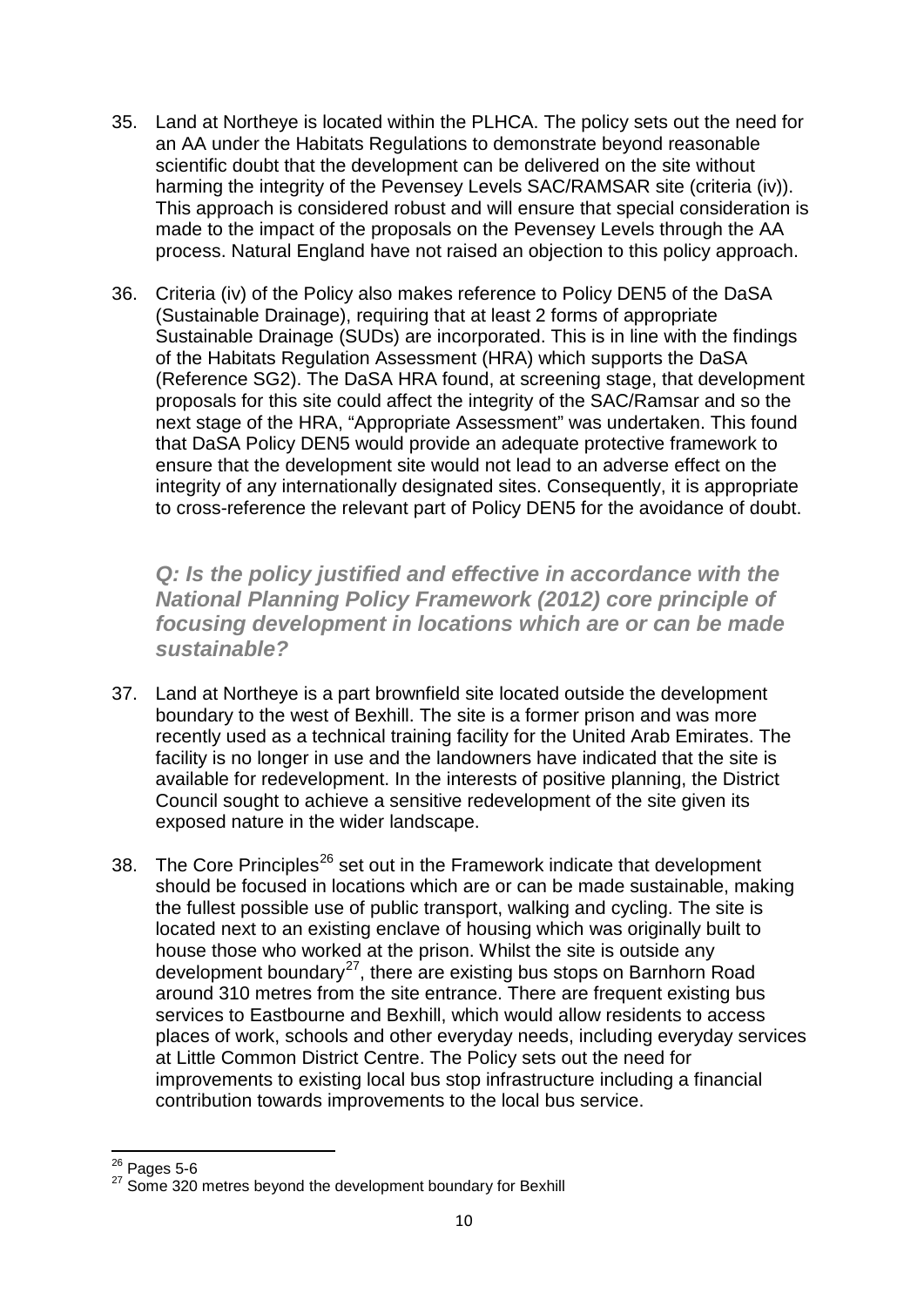35. Land at Northeye is located within the PLHCA. The policy sets out the need for an AA under the Habitats Regulations to demonstrate beyond reasonable scientific doubt that the development can be delivered on the site without harming the integrity of the Pevensey Levels SAC/RAMSAR site (criteria (iv)). This approach is considered robust and will ensure that special consideration is made to the impact of the proposals on the Pevensey Levels through the AA process. Natural England have not raised an objection to this policy approach.

36. Criteria (iv) of the Policy also makes reference to Policy DEN5 of the DaSA (Sustainable Drainage), requiring that at least 2 forms of appropriate Sustainable Drainage (SUDs) are incorporated. This is in line with the findings of the Habitats Regulation Assessment (HRA) which supports the DaSA (Reference SG2). The DaSA HRA found, at screening stage, that development proposals for this site could affect the integrity of the SAC/Ramsar and so the next stage of the HRA, "Appropriate Assessment" was undertaken. This found that DaSA Policy DEN5 would provide an adequate protective framework to ensure that the development site would not lead to an adverse effect on the integrity of any internationally designated sites. Consequently, it is appropriate to cross-reference the relevant part of Policy DEN5 for the avoidance of doubt.

***Q: Is the policy justified and effective in accordance with the National Planning Policy Framework (2012) core principle of focusing development in locations which are or can be made sustainable?***

37. Land at Northeye is a part brownfield site located outside the development boundary to the west of Bexhill. The site is a former prison and was more recently used as a technical training facility for the United Arab Emirates. The facility is no longer in use and the landowners have indicated that the site is available for redevelopment. In the interests of positive planning, the District Council sought to achieve a sensitive redevelopment of the site given its exposed nature in the wider landscape.

38. The Core Principles[26] set out in the Framework indicate that development should be focused in locations which are or can be made sustainable, making the fullest possible use of public transport, walking and cycling. The site is located next to an existing enclave of housing which was originally built to house those who worked at the prison. Whilst the site is outside any development boundary[27], there are existing bus stops on Barnhorn Road around 310 metres from the site entrance. There are frequent existing bus services to Eastbourne and Bexhill, which would allow residents to access places of work, schools and other everyday needs, including everyday services at Little Common District Centre. The Policy sets out the need for improvements to existing local bus stop infrastructure including a financial contribution towards improvements to the local bus service.

---

[26] Pages 5-6

[27] Some 320 metres beyond the development boundary for Bexhill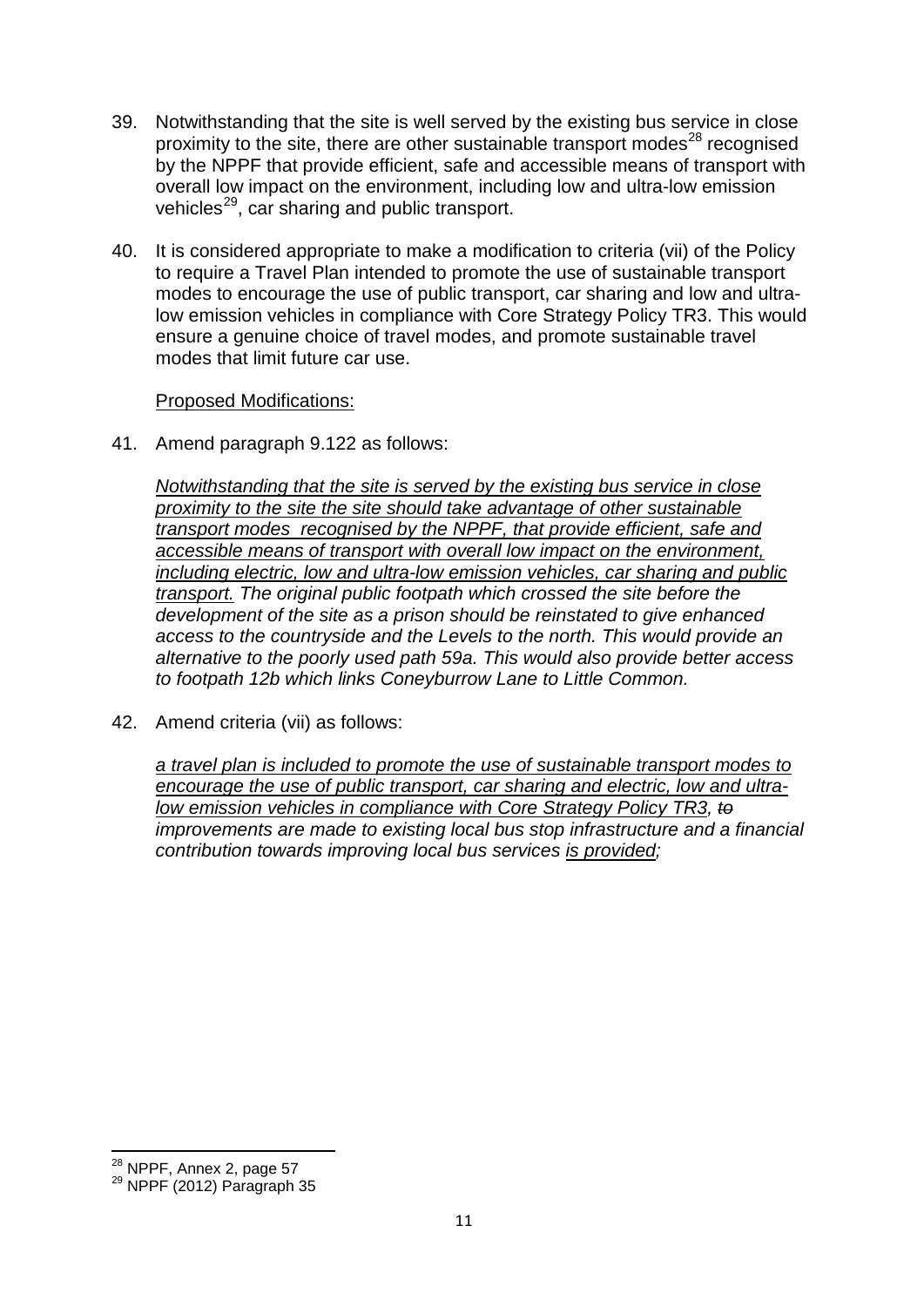39. Notwithstanding that the site is well served by the existing bus service in close proximity to the site, there are other sustainable transport modes[28] recognised by the NPPF that provide efficient, safe and accessible means of transport with overall low impact on the environment, including low and ultra-low emission vehicles[29], car sharing and public transport.

40. It is considered appropriate to make a modification to criteria (vii) of the Policy to require a Travel Plan intended to promote the use of sustainable transport modes to encourage the use of public transport, car sharing and low and ultra-low emission vehicles in compliance with Core Strategy Policy TR3. This would ensure a genuine choice of travel modes, and promote sustainable travel modes that limit future car use.

<u>Proposed Modifications:</u>

41. Amend paragraph 9.122 as follows:

*<u>Notwithstanding that the site is served by the existing bus service in close proximity to the site the site should take advantage of other sustainable transport modes recognised by the NPPF, that provide efficient, safe and accessible means of transport with overall low impact on the environment, including electric, low and ultra-low emission vehicles, car sharing and public transport.</u> The original public footpath which crossed the site before the development of the site as a prison should be reinstated to give enhanced access to the countryside and the Levels to the north. This would provide an alternative to the poorly used path 59a. This would also provide better access to footpath 12b which links Coneyburrow Lane to Little Common.*

42. Amend criteria (vii) as follows:

*<u>a travel plan is included to promote the use of sustainable transport modes to encourage the use of public transport, car sharing and electric, low and ultra-low emission vehicles in compliance with Core Strategy Policy TR3</u>, ~~to~~ improvements are made to existing local bus stop infrastructure and a financial contribution towards improving local bus services <u>is provided</u>;*

---

[28] NPPF, Annex 2, page 57

[29] NPPF (2012) Paragraph 35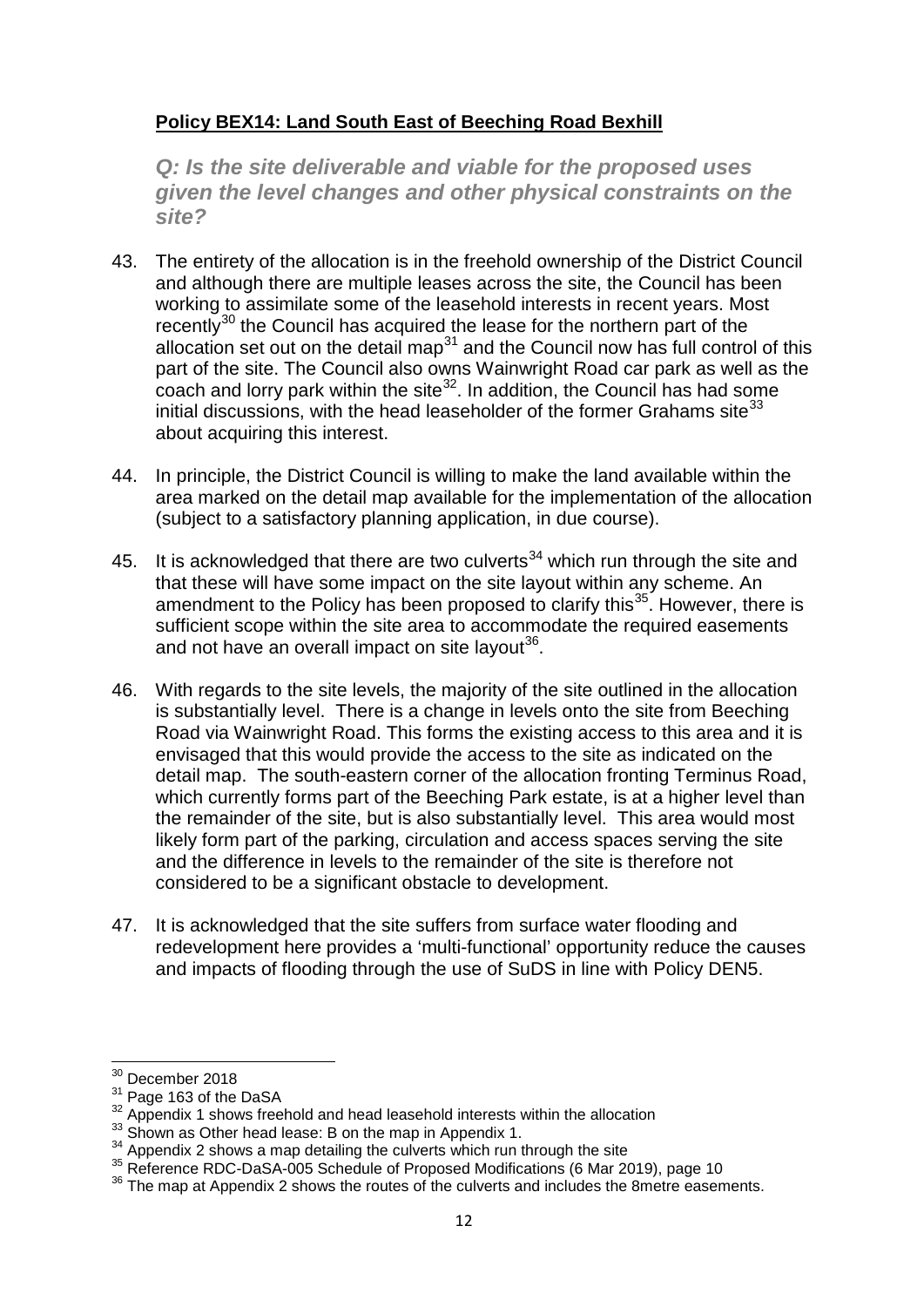**Policy BEX14: Land South East of Beeching Road Bexhill**

***Q: Is the site deliverable and viable for the proposed uses given the level changes and other physical constraints on the site?***

43. The entirety of the allocation is in the freehold ownership of the District Council and although there are multiple leases across the site, the Council has been working to assimilate some of the leasehold interests in recent years. Most recently[30] the Council has acquired the lease for the northern part of the allocation set out on the detail map[31] and the Council now has full control of this part of the site. The Council also owns Wainwright Road car park as well as the coach and lorry park within the site[32]. In addition, the Council has had some initial discussions, with the head leaseholder of the former Grahams site[33] about acquiring this interest.

44. In principle, the District Council is willing to make the land available within the area marked on the detail map available for the implementation of the allocation (subject to a satisfactory planning application, in due course).

45. It is acknowledged that there are two culverts[34] which run through the site and that these will have some impact on the site layout within any scheme. An amendment to the Policy has been proposed to clarify this[35]. However, there is sufficient scope within the site area to accommodate the required easements and not have an overall impact on site layout[36].

46. With regards to the site levels, the majority of the site outlined in the allocation is substantially level. There is a change in levels onto the site from Beeching Road via Wainwright Road. This forms the existing access to this area and it is envisaged that this would provide the access to the site as indicated on the detail map. The south-eastern corner of the allocation fronting Terminus Road, which currently forms part of the Beeching Park estate, is at a higher level than the remainder of the site, but is also substantially level. This area would most likely form part of the parking, circulation and access spaces serving the site and the difference in levels to the remainder of the site is therefore not considered to be a significant obstacle to development.

47. It is acknowledged that the site suffers from surface water flooding and redevelopment here provides a 'multi-functional' opportunity reduce the causes and impacts of flooding through the use of SuDS in line with Policy DEN5.

---

[30] December 2018
[31] Page 163 of the DaSA
[32] Appendix 1 shows freehold and head leasehold interests within the allocation
[33] Shown as Other head lease: B on the map in Appendix 1.
[34] Appendix 2 shows a map detailing the culverts which run through the site
[35] Reference RDC-DaSA-005 Schedule of Proposed Modifications (6 Mar 2019), page 10
[36] The map at Appendix 2 shows the routes of the culverts and includes the 8metre easements.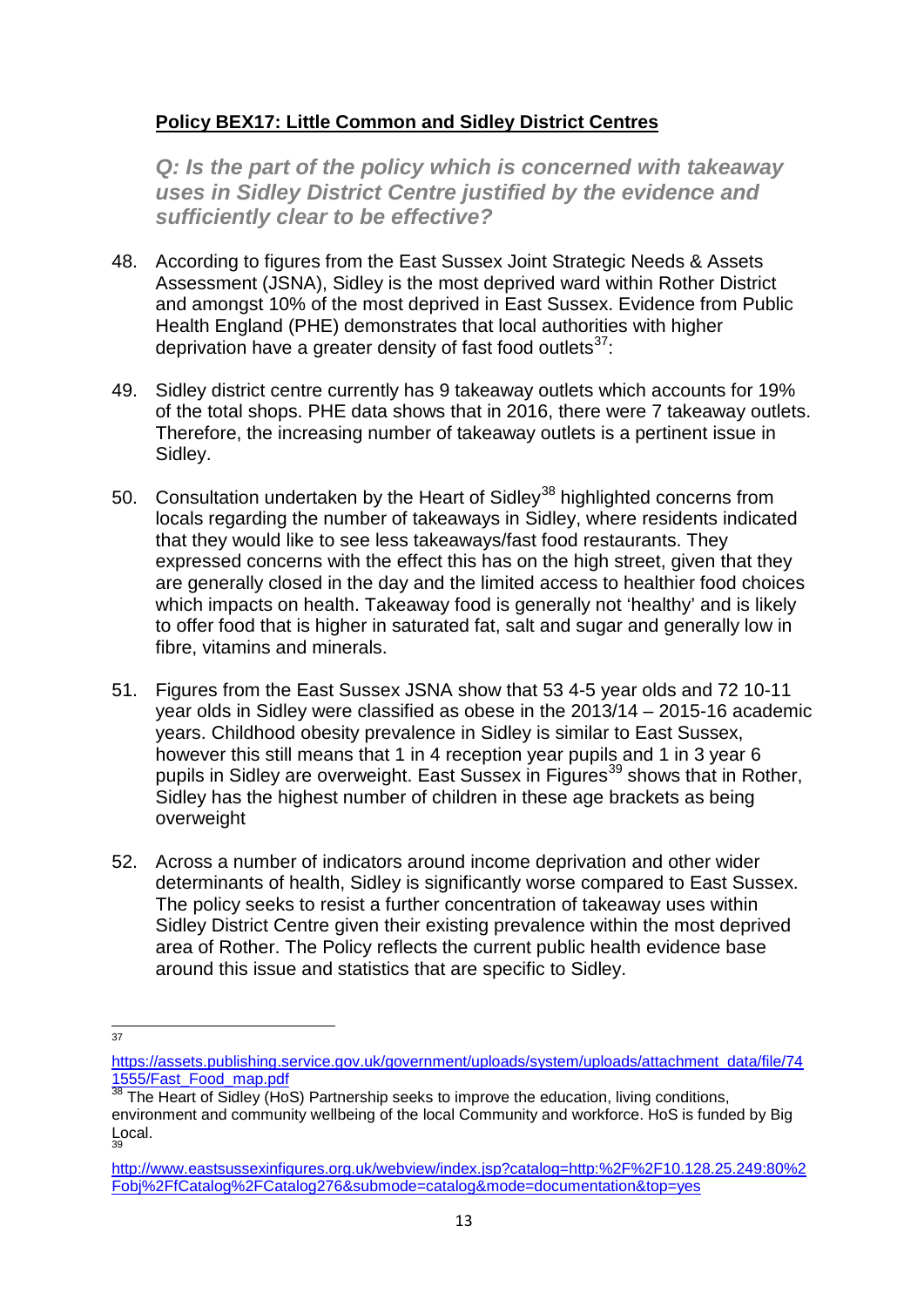**Policy BEX17: Little Common and Sidley District Centres**

***Q: Is the part of the policy which is concerned with takeaway uses in Sidley District Centre justified by the evidence and sufficiently clear to be effective?***

48. According to figures from the East Sussex Joint Strategic Needs & Assets Assessment (JSNA), Sidley is the most deprived ward within Rother District and amongst 10% of the most deprived in East Sussex. Evidence from Public Health England (PHE) demonstrates that local authorities with higher deprivation have a greater density of fast food outlets[37]:

49. Sidley district centre currently has 9 takeaway outlets which accounts for 19% of the total shops. PHE data shows that in 2016, there were 7 takeaway outlets. Therefore, the increasing number of takeaway outlets is a pertinent issue in Sidley.

50. Consultation undertaken by the Heart of Sidley[38] highlighted concerns from locals regarding the number of takeaways in Sidley, where residents indicated that they would like to see less takeaways/fast food restaurants. They expressed concerns with the effect this has on the high street, given that they are generally closed in the day and the limited access to healthier food choices which impacts on health. Takeaway food is generally not 'healthy' and is likely to offer food that is higher in saturated fat, salt and sugar and generally low in fibre, vitamins and minerals.

51. Figures from the East Sussex JSNA show that 53 4-5 year olds and 72 10-11 year olds in Sidley were classified as obese in the 2013/14 – 2015-16 academic years. Childhood obesity prevalence in Sidley is similar to East Sussex, however this still means that 1 in 4 reception year pupils and 1 in 3 year 6 pupils in Sidley are overweight. East Sussex in Figures[39] shows that in Rother, Sidley has the highest number of children in these age brackets as being overweight

52. Across a number of indicators around income deprivation and other wider determinants of health, Sidley is significantly worse compared to East Sussex. The policy seeks to resist a further concentration of takeaway uses within Sidley District Centre given their existing prevalence within the most deprived area of Rother. The Policy reflects the current public health evidence base around this issue and statistics that are specific to Sidley.

---

[37] https://assets.publishing.service.gov.uk/government/uploads/system/uploads/attachment_data/file/741555/Fast_Food_map.pdf

[38] The Heart of Sidley (HoS) Partnership seeks to improve the education, living conditions, environment and community wellbeing of the local Community and workforce. HoS is funded by Big Local.

[39] http://www.eastsussexinfigures.org.uk/webview/index.jsp?catalog=http:%2F%2F10.128.25.249:80%2Fobj%2FfCatalog%2FCatalog276&submode=catalog&mode=documentation&top=yes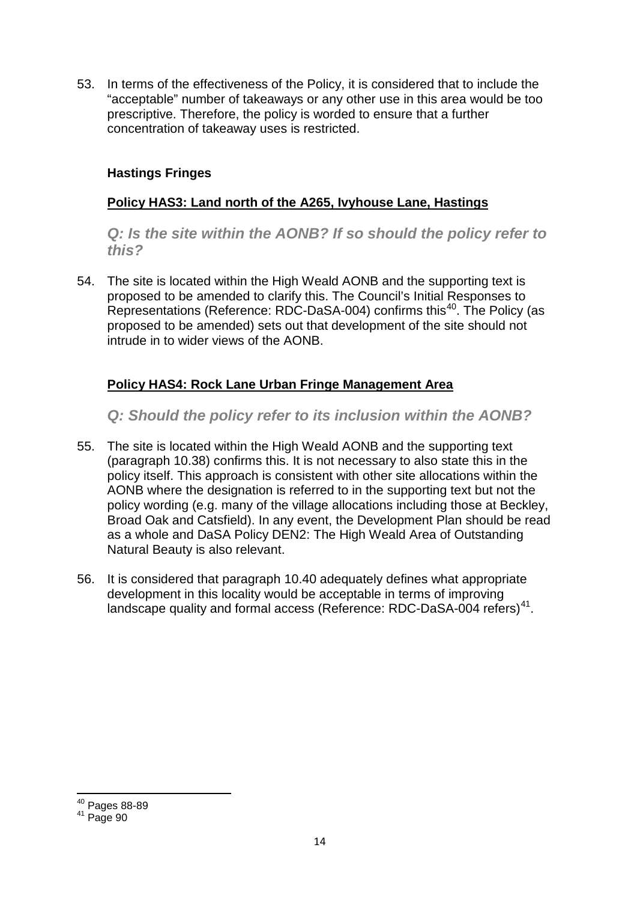53. In terms of the effectiveness of the Policy, it is considered that to include the "acceptable" number of takeaways or any other use in this area would be too prescriptive. Therefore, the policy is worded to ensure that a further concentration of takeaway uses is restricted.

### Hastings Fringes

#### Policy HAS3: Land north of the A265, Ivyhouse Lane, Hastings

***Q: Is the site within the AONB? If so should the policy refer to this?***

54. The site is located within the High Weald AONB and the supporting text is proposed to be amended to clarify this. The Council's Initial Responses to Representations (Reference: RDC-DaSA-004) confirms this[40]. The Policy (as proposed to be amended) sets out that development of the site should not intrude in to wider views of the AONB.

#### Policy HAS4: Rock Lane Urban Fringe Management Area

***Q: Should the policy refer to its inclusion within the AONB?***

55. The site is located within the High Weald AONB and the supporting text (paragraph 10.38) confirms this. It is not necessary to also state this in the policy itself. This approach is consistent with other site allocations within the AONB where the designation is referred to in the supporting text but not the policy wording (e.g. many of the village allocations including those at Beckley, Broad Oak and Catsfield). In any event, the Development Plan should be read as a whole and DaSA Policy DEN2: The High Weald Area of Outstanding Natural Beauty is also relevant.

56. It is considered that paragraph 10.40 adequately defines what appropriate development in this locality would be acceptable in terms of improving landscape quality and formal access (Reference: RDC-DaSA-004 refers)[41].

---

[40] Pages 88-89

[41] Page 90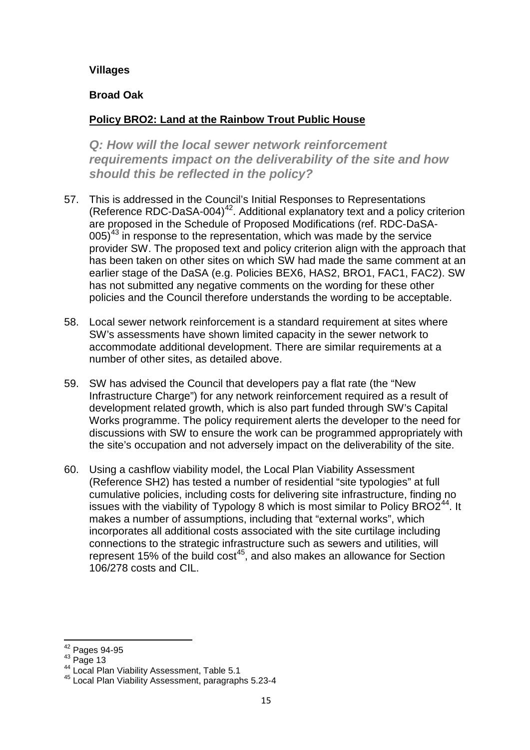**Villages**

**Broad Oak**

**Policy BRO2: Land at the Rainbow Trout Public House**

***Q: How will the local sewer network reinforcement requirements impact on the deliverability of the site and how should this be reflected in the policy?***

57. This is addressed in the Council's Initial Responses to Representations (Reference RDC-DaSA-004)[42]. Additional explanatory text and a policy criterion are proposed in the Schedule of Proposed Modifications (ref. RDC-DaSA-005)[43] in response to the representation, which was made by the service provider SW. The proposed text and policy criterion align with the approach that has been taken on other sites on which SW had made the same comment at an earlier stage of the DaSA (e.g. Policies BEX6, HAS2, BRO1, FAC1, FAC2). SW has not submitted any negative comments on the wording for these other policies and the Council therefore understands the wording to be acceptable.

58. Local sewer network reinforcement is a standard requirement at sites where SW's assessments have shown limited capacity in the sewer network to accommodate additional development. There are similar requirements at a number of other sites, as detailed above.

59. SW has advised the Council that developers pay a flat rate (the "New Infrastructure Charge") for any network reinforcement required as a result of development related growth, which is also part funded through SW's Capital Works programme. The policy requirement alerts the developer to the need for discussions with SW to ensure the work can be programmed appropriately with the site's occupation and not adversely impact on the deliverability of the site.

60. Using a cashflow viability model, the Local Plan Viability Assessment (Reference SH2) has tested a number of residential "site typologies" at full cumulative policies, including costs for delivering site infrastructure, finding no issues with the viability of Typology 8 which is most similar to Policy BRO2[44]. It makes a number of assumptions, including that "external works", which incorporates all additional costs associated with the site curtilage including connections to the strategic infrastructure such as sewers and utilities, will represent 15% of the build cost[45], and also makes an allowance for Section 106/278 costs and CIL.

---

[42] Pages 94-95

[43] Page 13

[44] Local Plan Viability Assessment, Table 5.1

[45] Local Plan Viability Assessment, paragraphs 5.23-4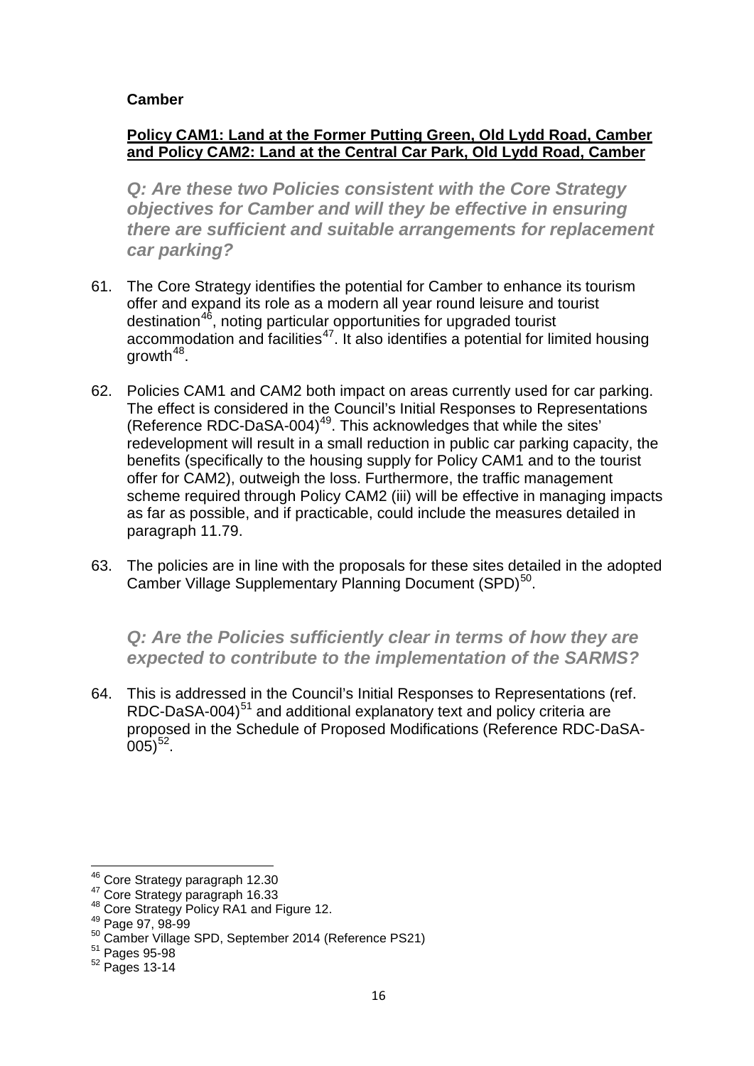**Camber**

**Policy CAM1: Land at the Former Putting Green, Old Lydd Road, Camber and Policy CAM2: Land at the Central Car Park, Old Lydd Road, Camber**

***Q: Are these two Policies consistent with the Core Strategy objectives for Camber and will they be effective in ensuring there are sufficient and suitable arrangements for replacement car parking?***

61. The Core Strategy identifies the potential for Camber to enhance its tourism offer and expand its role as a modern all year round leisure and tourist destination[46], noting particular opportunities for upgraded tourist accommodation and facilities[47]. It also identifies a potential for limited housing growth[48].

62. Policies CAM1 and CAM2 both impact on areas currently used for car parking. The effect is considered in the Council's Initial Responses to Representations (Reference RDC-DaSA-004)[49]. This acknowledges that while the sites' redevelopment will result in a small reduction in public car parking capacity, the benefits (specifically to the housing supply for Policy CAM1 and to the tourist offer for CAM2), outweigh the loss. Furthermore, the traffic management scheme required through Policy CAM2 (iii) will be effective in managing impacts as far as possible, and if practicable, could include the measures detailed in paragraph 11.79.

63. The policies are in line with the proposals for these sites detailed in the adopted Camber Village Supplementary Planning Document (SPD)[50].

***Q: Are the Policies sufficiently clear in terms of how they are expected to contribute to the implementation of the SARMS?***

64. This is addressed in the Council's Initial Responses to Representations (ref. RDC-DaSA-004)[51] and additional explanatory text and policy criteria are proposed in the Schedule of Proposed Modifications (Reference RDC-DaSA-005)[52].

---

[46] Core Strategy paragraph 12.30
[47] Core Strategy paragraph 16.33
[48] Core Strategy Policy RA1 and Figure 12.
[49] Page 97, 98-99
[50] Camber Village SPD, September 2014 (Reference PS21)
[51] Pages 95-98
[52] Pages 13-14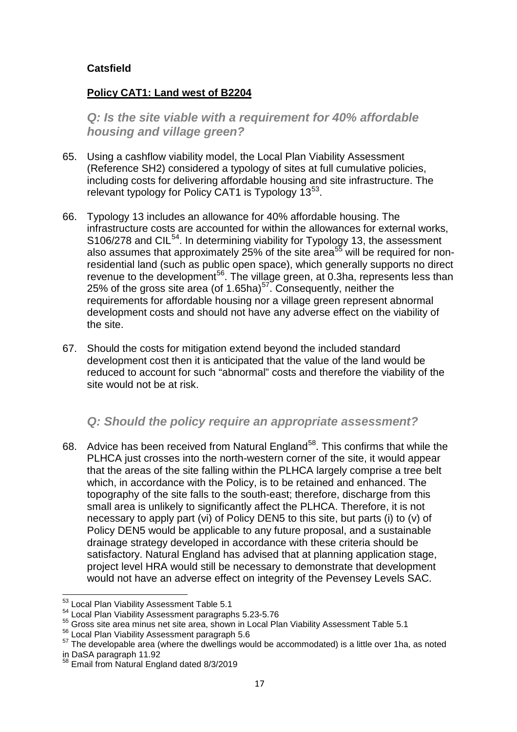**Catsfield**

**Policy CAT1: Land west of B2204**

### *Q: Is the site viable with a requirement for 40% affordable housing and village green?*

65. Using a cashflow viability model, the Local Plan Viability Assessment (Reference SH2) considered a typology of sites at full cumulative policies, including costs for delivering affordable housing and site infrastructure. The relevant typology for Policy CAT1 is Typology 13[53].

66. Typology 13 includes an allowance for 40% affordable housing. The infrastructure costs are accounted for within the allowances for external works, S106/278 and CIL[54]. In determining viability for Typology 13, the assessment also assumes that approximately 25% of the site area[55] will be required for non-residential land (such as public open space), which generally supports no direct revenue to the development[56]. The village green, at 0.3ha, represents less than 25% of the gross site area (of 1.65ha)[57]. Consequently, neither the requirements for affordable housing nor a village green represent abnormal development costs and should not have any adverse effect on the viability of the site.

67. Should the costs for mitigation extend beyond the included standard development cost then it is anticipated that the value of the land would be reduced to account for such "abnormal" costs and therefore the viability of the site would not be at risk.

### *Q: Should the policy require an appropriate assessment?*

68. Advice has been received from Natural England[58]. This confirms that while the PLHCA just crosses into the north-western corner of the site, it would appear that the areas of the site falling within the PLHCA largely comprise a tree belt which, in accordance with the Policy, is to be retained and enhanced. The topography of the site falls to the south-east; therefore, discharge from this small area is unlikely to significantly affect the PLHCA. Therefore, it is not necessary to apply part (vi) of Policy DEN5 to this site, but parts (i) to (v) of Policy DEN5 would be applicable to any future proposal, and a sustainable drainage strategy developed in accordance with these criteria should be satisfactory. Natural England has advised that at planning application stage, project level HRA would still be necessary to demonstrate that development would not have an adverse effect on integrity of the Pevensey Levels SAC.

---

[53] Local Plan Viability Assessment Table 5.1

[54] Local Plan Viability Assessment paragraphs 5.23-5.76

[55] Gross site area minus net site area, shown in Local Plan Viability Assessment Table 5.1

[56] Local Plan Viability Assessment paragraph 5.6

[57] The developable area (where the dwellings would be accommodated) is a little over 1ha, as noted in DaSA paragraph 11.92

[58] Email from Natural England dated 8/3/2019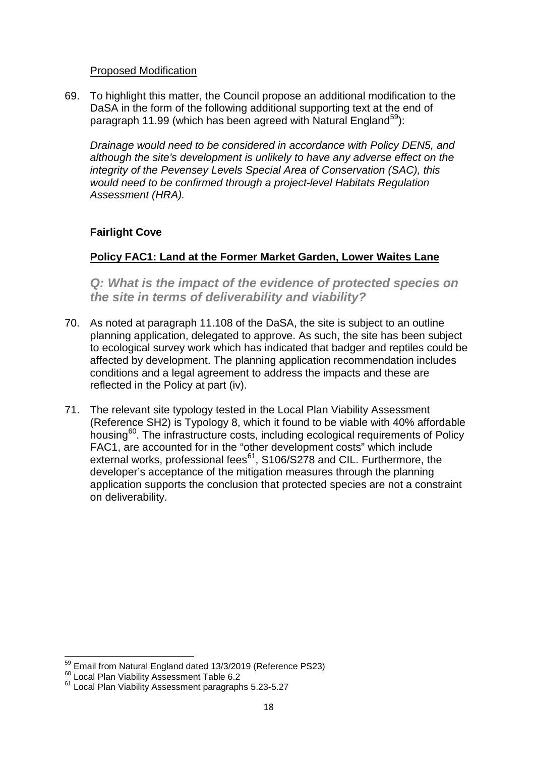Proposed Modification

69. To highlight this matter, the Council propose an additional modification to the DaSA in the form of the following additional supporting text at the end of paragraph 11.99 (which has been agreed with Natural England[59]):

   *Drainage would need to be considered in accordance with Policy DEN5, and although the site's development is unlikely to have any adverse effect on the integrity of the Pevensey Levels Special Area of Conservation (SAC), this would need to be confirmed through a project-level Habitats Regulation Assessment (HRA).*

## Fairlight Cove

### Policy FAC1: Land at the Former Market Garden, Lower Waites Lane

### *Q: What is the impact of the evidence of protected species on the site in terms of deliverability and viability?*

70. As noted at paragraph 11.108 of the DaSA, the site is subject to an outline planning application, delegated to approve. As such, the site has been subject to ecological survey work which has indicated that badger and reptiles could be affected by development. The planning application recommendation includes conditions and a legal agreement to address the impacts and these are reflected in the Policy at part (iv).

71. The relevant site typology tested in the Local Plan Viability Assessment (Reference SH2) is Typology 8, which it found to be viable with 40% affordable housing[60]. The infrastructure costs, including ecological requirements of Policy FAC1, are accounted for in the "other development costs" which include external works, professional fees[61], S106/S278 and CIL. Furthermore, the developer's acceptance of the mitigation measures through the planning application supports the conclusion that protected species are not a constraint on deliverability.

---

[59] Email from Natural England dated 13/3/2019 (Reference PS23)
[60] Local Plan Viability Assessment Table 6.2
[61] Local Plan Viability Assessment paragraphs 5.23-5.27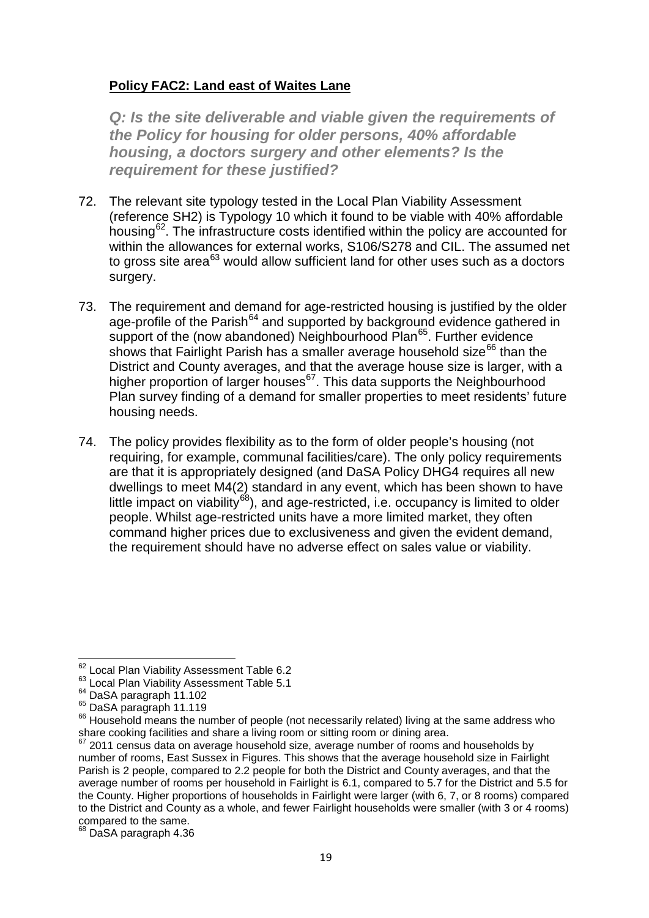**Policy FAC2: Land east of Waites Lane**

***Q: Is the site deliverable and viable given the requirements of the Policy for housing for older persons, 40% affordable housing, a doctors surgery and other elements? Is the requirement for these justified?***

72. The relevant site typology tested in the Local Plan Viability Assessment (reference SH2) is Typology 10 which it found to be viable with 40% affordable housing[62]. The infrastructure costs identified within the policy are accounted for within the allowances for external works, S106/S278 and CIL. The assumed net to gross site area[63] would allow sufficient land for other uses such as a doctors surgery.

73. The requirement and demand for age-restricted housing is justified by the older age-profile of the Parish[64] and supported by background evidence gathered in support of the (now abandoned) Neighbourhood Plan[65]. Further evidence shows that Fairlight Parish has a smaller average household size[66] than the District and County averages, and that the average house size is larger, with a higher proportion of larger houses[67]. This data supports the Neighbourhood Plan survey finding of a demand for smaller properties to meet residents' future housing needs.

74. The policy provides flexibility as to the form of older people's housing (not requiring, for example, communal facilities/care). The only policy requirements are that it is appropriately designed (and DaSA Policy DHG4 requires all new dwellings to meet M4(2) standard in any event, which has been shown to have little impact on viability[68]), and age-restricted, i.e. occupancy is limited to older people. Whilst age-restricted units have a more limited market, they often command higher prices due to exclusiveness and given the evident demand, the requirement should have no adverse effect on sales value or viability.

---

[62] Local Plan Viability Assessment Table 6.2

[63] Local Plan Viability Assessment Table 5.1

[64] DaSA paragraph 11.102

[65] DaSA paragraph 11.119

[66] Household means the number of people (not necessarily related) living at the same address who share cooking facilities and share a living room or sitting room or dining area.

[67] 2011 census data on average household size, average number of rooms and households by number of rooms, East Sussex in Figures. This shows that the average household size in Fairlight Parish is 2 people, compared to 2.2 people for both the District and County averages, and that the average number of rooms per household in Fairlight is 6.1, compared to 5.7 for the District and 5.5 for the County. Higher proportions of households in Fairlight were larger (with 6, 7, or 8 rooms) compared to the District and County as a whole, and fewer Fairlight households were smaller (with 3 or 4 rooms) compared to the same.

[68] DaSA paragraph 4.36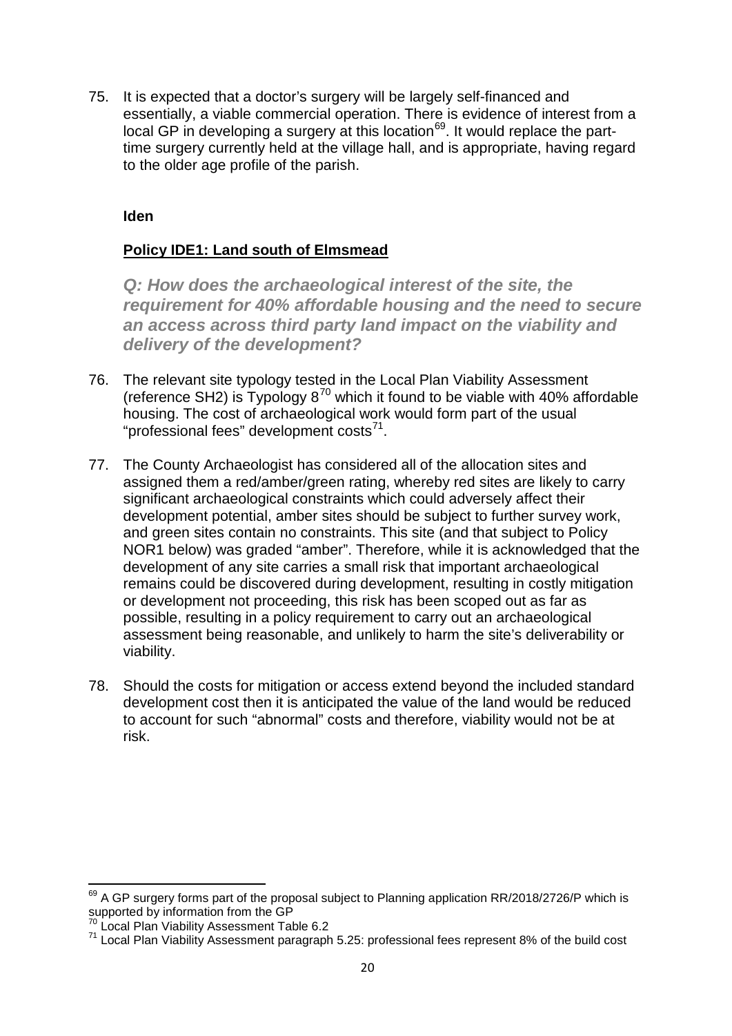75. It is expected that a doctor's surgery will be largely self-financed and essentially, a viable commercial operation. There is evidence of interest from a local GP in developing a surgery at this location[69]. It would replace the part-time surgery currently held at the village hall, and is appropriate, having regard to the older age profile of the parish.

**Iden**

**Policy IDE1: Land south of Elmsmead**

***Q: How does the archaeological interest of the site, the requirement for 40% affordable housing and the need to secure an access across third party land impact on the viability and delivery of the development?***

76. The relevant site typology tested in the Local Plan Viability Assessment (reference SH2) is Typology 8[70] which it found to be viable with 40% affordable housing. The cost of archaeological work would form part of the usual "professional fees" development costs[71].

77. The County Archaeologist has considered all of the allocation sites and assigned them a red/amber/green rating, whereby red sites are likely to carry significant archaeological constraints which could adversely affect their development potential, amber sites should be subject to further survey work, and green sites contain no constraints. This site (and that subject to Policy NOR1 below) was graded "amber". Therefore, while it is acknowledged that the development of any site carries a small risk that important archaeological remains could be discovered during development, resulting in costly mitigation or development not proceeding, this risk has been scoped out as far as possible, resulting in a policy requirement to carry out an archaeological assessment being reasonable, and unlikely to harm the site's deliverability or viability.

78. Should the costs for mitigation or access extend beyond the included standard development cost then it is anticipated the value of the land would be reduced to account for such "abnormal" costs and therefore, viability would not be at risk.

---

[69] A GP surgery forms part of the proposal subject to Planning application RR/2018/2726/P which is supported by information from the GP

[70] Local Plan Viability Assessment Table 6.2

[71] Local Plan Viability Assessment paragraph 5.25: professional fees represent 8% of the build cost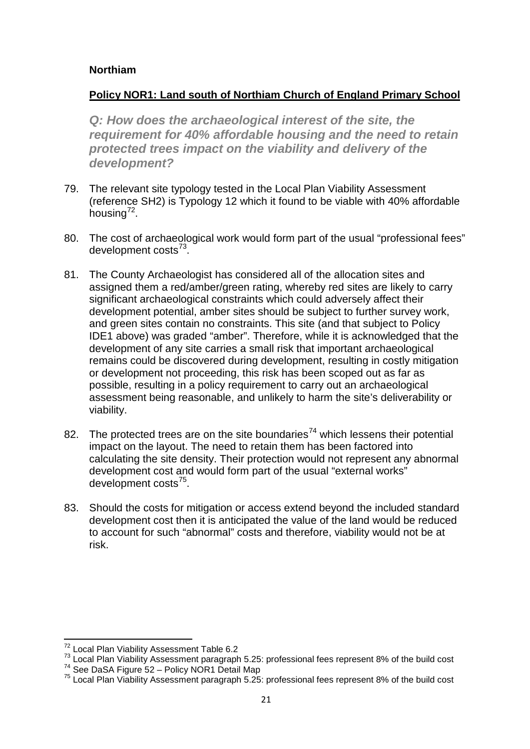**Northiam**

**Policy NOR1: Land south of Northiam Church of England Primary School**

***Q: How does the archaeological interest of the site, the requirement for 40% affordable housing and the need to retain protected trees impact on the viability and delivery of the development?***

79. The relevant site typology tested in the Local Plan Viability Assessment (reference SH2) is Typology 12 which it found to be viable with 40% affordable housing[72].

80. The cost of archaeological work would form part of the usual "professional fees" development costs[73].

81. The County Archaeologist has considered all of the allocation sites and assigned them a red/amber/green rating, whereby red sites are likely to carry significant archaeological constraints which could adversely affect their development potential, amber sites should be subject to further survey work, and green sites contain no constraints. This site (and that subject to Policy IDE1 above) was graded "amber". Therefore, while it is acknowledged that the development of any site carries a small risk that important archaeological remains could be discovered during development, resulting in costly mitigation or development not proceeding, this risk has been scoped out as far as possible, resulting in a policy requirement to carry out an archaeological assessment being reasonable, and unlikely to harm the site's deliverability or viability.

82. The protected trees are on the site boundaries[74] which lessens their potential impact on the layout. The need to retain them has been factored into calculating the site density. Their protection would not represent any abnormal development cost and would form part of the usual "external works" development costs[75].

83. Should the costs for mitigation or access extend beyond the included standard development cost then it is anticipated the value of the land would be reduced to account for such "abnormal" costs and therefore, viability would not be at risk.

---

[72] Local Plan Viability Assessment Table 6.2

[73] Local Plan Viability Assessment paragraph 5.25: professional fees represent 8% of the build cost

[74] See DaSA Figure 52 – Policy NOR1 Detail Map

[75] Local Plan Viability Assessment paragraph 5.25: professional fees represent 8% of the build cost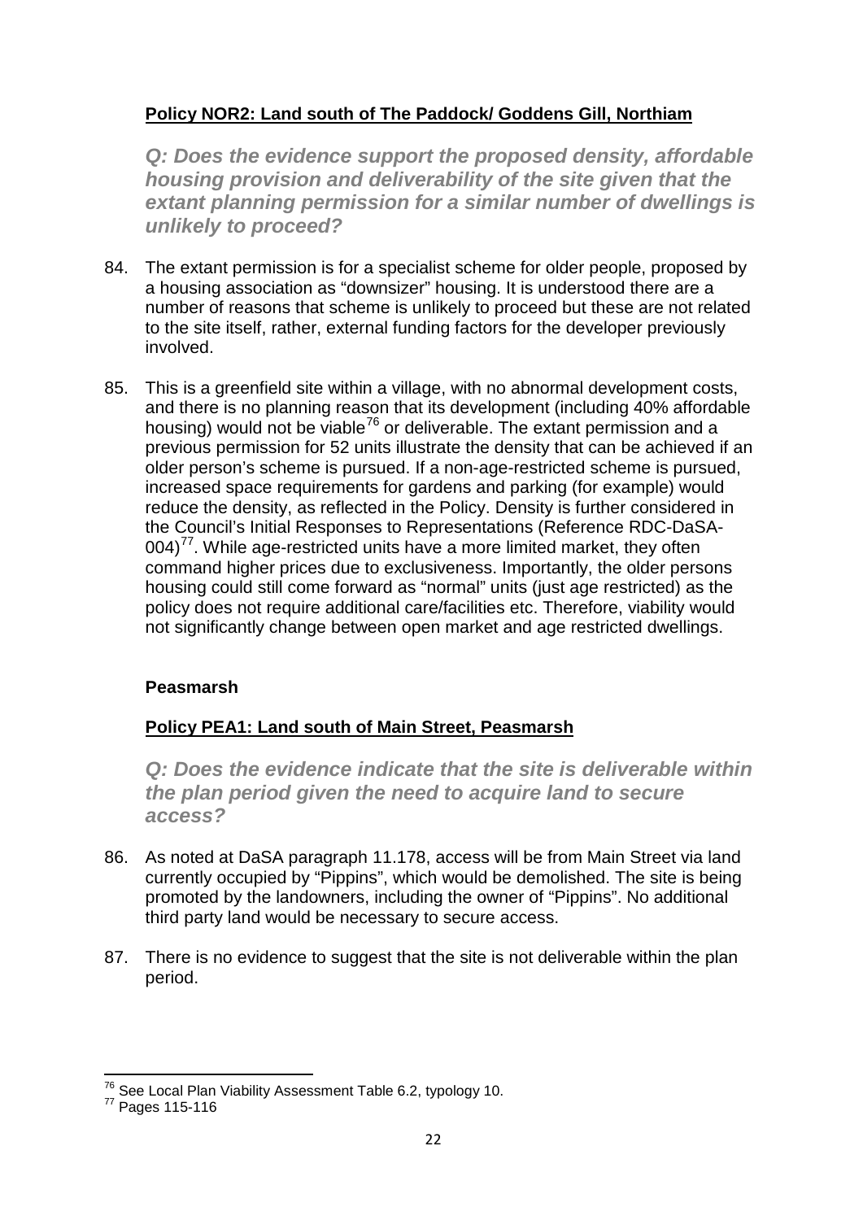**Policy NOR2: Land south of The Paddock/ Goddens Gill, Northiam**

***Q: Does the evidence support the proposed density, affordable housing provision and deliverability of the site given that the extant planning permission for a similar number of dwellings is unlikely to proceed?***

84. The extant permission is for a specialist scheme for older people, proposed by a housing association as "downsizer" housing. It is understood there are a number of reasons that scheme is unlikely to proceed but these are not related to the site itself, rather, external funding factors for the developer previously involved.

85. This is a greenfield site within a village, with no abnormal development costs, and there is no planning reason that its development (including 40% affordable housing) would not be viable[76] or deliverable. The extant permission and a previous permission for 52 units illustrate the density that can be achieved if an older person's scheme is pursued. If a non-age-restricted scheme is pursued, increased space requirements for gardens and parking (for example) would reduce the density, as reflected in the Policy. Density is further considered in the Council's Initial Responses to Representations (Reference RDC-DaSA-004)[77]. While age-restricted units have a more limited market, they often command higher prices due to exclusiveness. Importantly, the older persons housing could still come forward as "normal" units (just age restricted) as the policy does not require additional care/facilities etc. Therefore, viability would not significantly change between open market and age restricted dwellings.

**Peasmarsh**

**Policy PEA1: Land south of Main Street, Peasmarsh**

***Q: Does the evidence indicate that the site is deliverable within the plan period given the need to acquire land to secure access?***

86. As noted at DaSA paragraph 11.178, access will be from Main Street via land currently occupied by "Pippins", which would be demolished. The site is being promoted by the landowners, including the owner of "Pippins". No additional third party land would be necessary to secure access.

87. There is no evidence to suggest that the site is not deliverable within the plan period.

---

[76] See Local Plan Viability Assessment Table 6.2, typology 10.

[77] Pages 115-116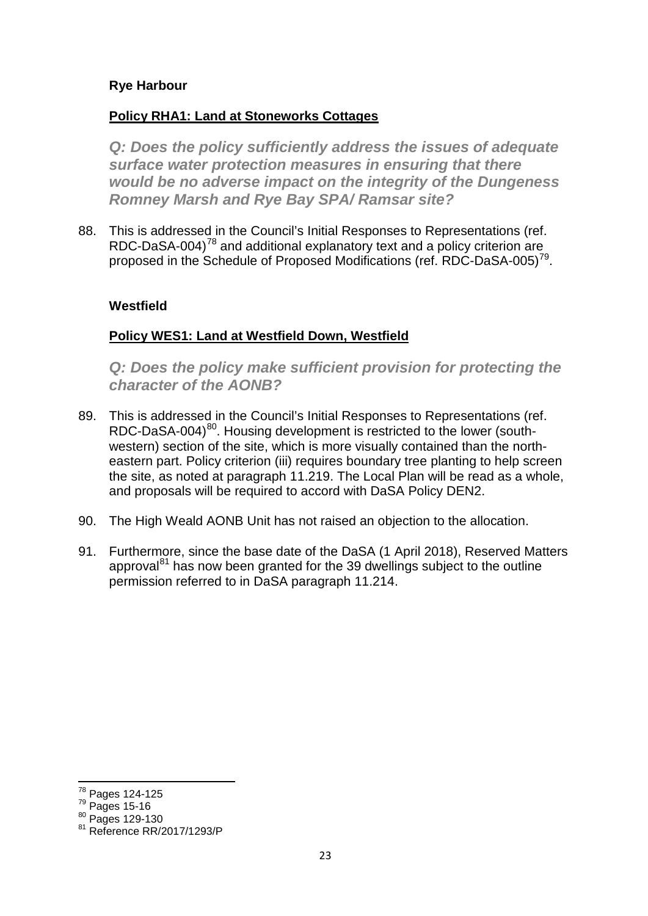### Rye Harbour

#### Policy RHA1: Land at Stoneworks Cottages

***Q: Does the policy sufficiently address the issues of adequate surface water protection measures in ensuring that there would be no adverse impact on the integrity of the Dungeness Romney Marsh and Rye Bay SPA/ Ramsar site?***

88. This is addressed in the Council's Initial Responses to Representations (ref. RDC-DaSA-004)[78] and additional explanatory text and a policy criterion are proposed in the Schedule of Proposed Modifications (ref. RDC-DaSA-005)[79].

### Westfield

#### Policy WES1: Land at Westfield Down, Westfield

***Q: Does the policy make sufficient provision for protecting the character of the AONB?***

89. This is addressed in the Council's Initial Responses to Representations (ref. RDC-DaSA-004)[80]. Housing development is restricted to the lower (south-western) section of the site, which is more visually contained than the north-eastern part. Policy criterion (iii) requires boundary tree planting to help screen the site, as noted at paragraph 11.219. The Local Plan will be read as a whole, and proposals will be required to accord with DaSA Policy DEN2.

90. The High Weald AONB Unit has not raised an objection to the allocation.

91. Furthermore, since the base date of the DaSA (1 April 2018), Reserved Matters approval[81] has now been granted for the 39 dwellings subject to the outline permission referred to in DaSA paragraph 11.214.

---

[78] Pages 124-125

[79] Pages 15-16

[80] Pages 129-130

[81] Reference RR/2017/1293/P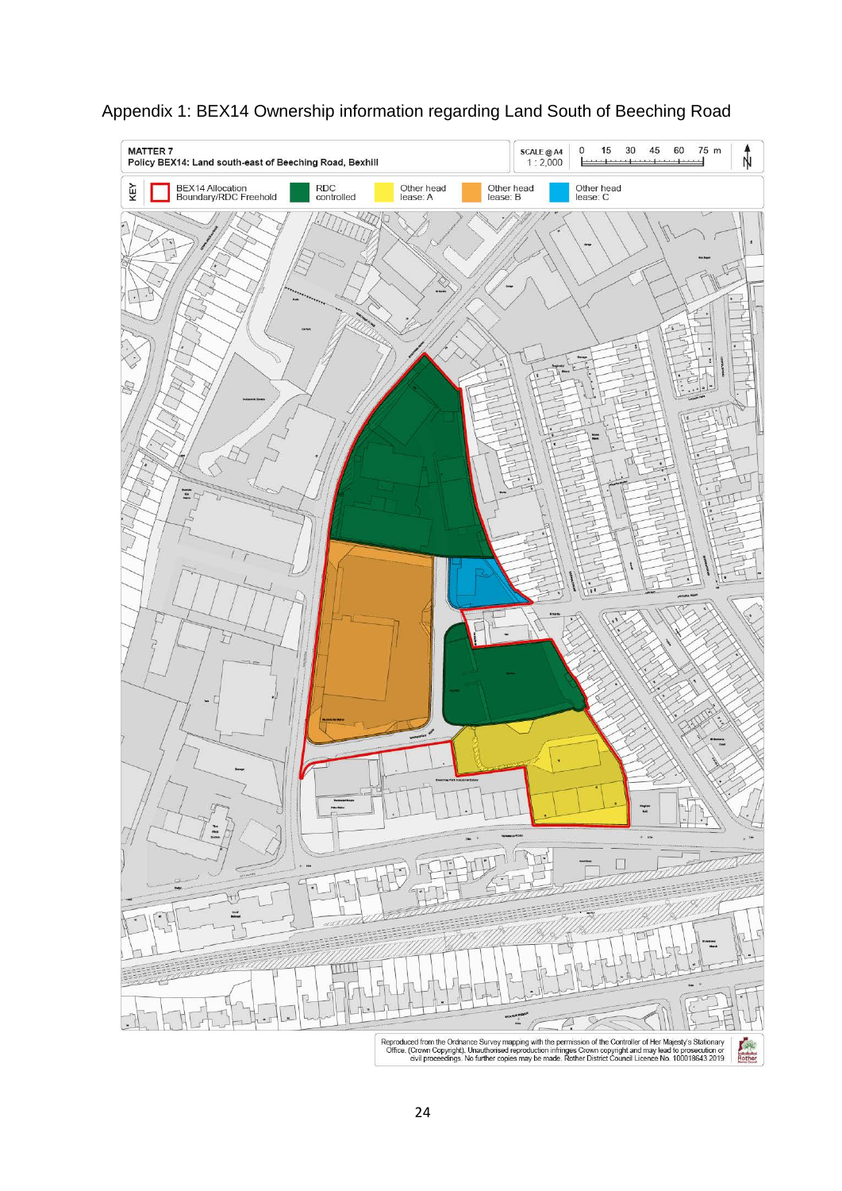Appendix 1: BEX14 Ownership information regarding Land South of Beeching Road

MATTER 7
Policy BEX14: Land south-east of Beeching Road, Bexhill

SCALE @ A4
1 : 2,000

0 15 30 45 60 75 m

N

KEY

BEX14 Allocation Boundary/RDC Freehold

RDC controlled

Other head lease: A

Other head lease: B

Other head lease: C

Reproduced from the Ordnance Survey mapping with the permission of the Controller of Her Majesty's Stationary Office. (Crown Copyright). Unauthorised reproduction infringes Crown copyright and may lead to prosecution or civil proceedings. No further copies may be made. Rother District Council Licence No. 100018643 2019

Rother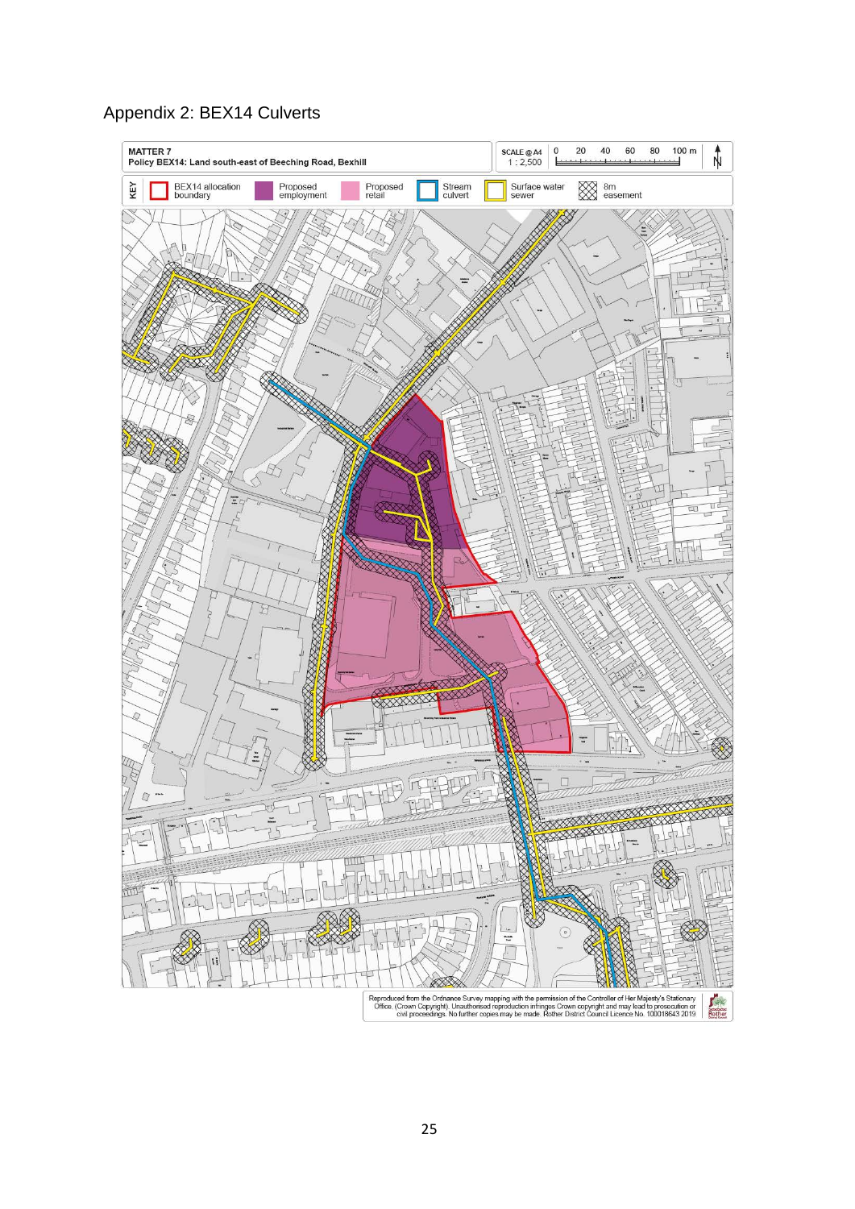## Appendix 2: BEX14 Culverts

MATTER 7
Policy BEX14: Land south-east of Beeching Road, Bexhill

SCALE @ A4 1 : 2,500

0 20 40 60 80 100 m

N

KEY

BEX14 allocation boundary

Proposed employment

Proposed retail

Stream culvert

Surface water sewer

8m easement

Reproduced from the Ordnance Survey mapping with the permission of the Controller of Her Majesty's Stationary Office. (Crown Copyright). Unauthorised reproduction infringes Crown copyright and may lead to prosecution or civil proceedings. No further copies may be made. Rother District Council Licence No. 100018643 2019

Rother District Council